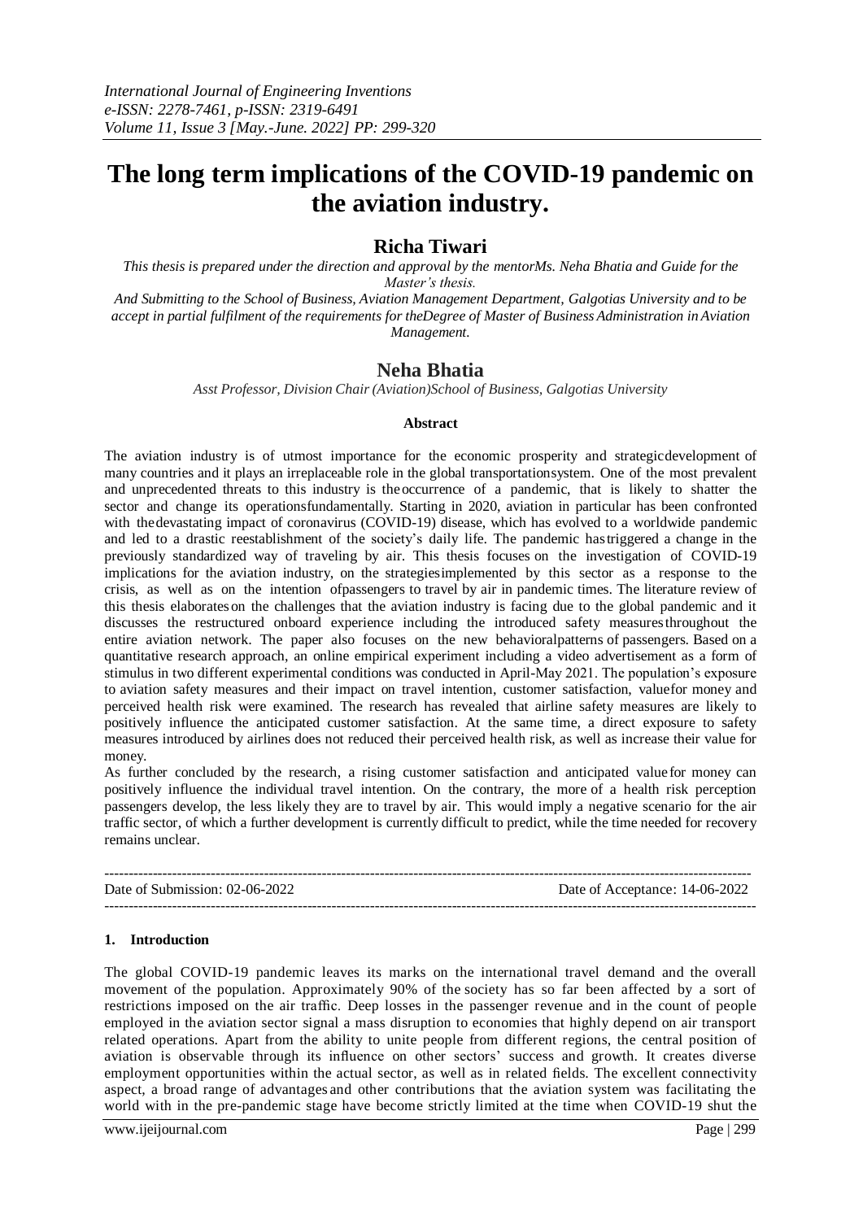# The long term implications of the COVID-19 pandemic on the aviation industry.

## Richa Tiwari

*This thesis is prepared under the direction and approval by the mentorMs. Neha Bhatia and Guide for the Master's thesis.*

*And Submitting to the School of Business, Aviation Management Department, Galgotias University and to be accept in partial fulfilment of the requirements for theDegree of Master of Business Administration in Aviation Management.*

## Neha Bhatia

*Asst Professor, Division Chair (Aviation)School of Business, Galgotias University*

**Abstract**

The aviation industry is of utmost importance for the economic prosperity and strategicdevelopment of many countries and it plays an irreplaceable role in the global transportationsystem. One of the most prevalent and unprecedented threats to this industry is theoccurrence of a pandemic, that is likely to shatter the sector and change its operationsfundamentally. Starting in 2020, aviation in particular has been confronted with thedevastating impact of coronavirus (COVID-19) disease, which has evolved to a worldwide pandemic and led to a drastic reestablishment of the society's daily life. The pandemic hastriggered a change in the previously standardized way of traveling by air. This thesis focuses on the investigation of COVID-19 implications for the aviation industry, on the strategiesimplemented by this sector as a response to the crisis, as well as on the intention ofpassengers to travel by air in pandemic times. The literature review of this thesis elaborateson the challenges that the aviation industry is facing due to the global pandemic and it discusses the restructured onboard experience including the introduced safety measuresthroughout the entire aviation network. The paper also focuses on the new behavioralpatterns of passengers. Based on a quantitative research approach, an online empirical experiment including a video advertisement as a form of stimulus in two different experimental conditions was conducted in April-May 2021. The population's exposure to aviation safety measures and their impact on travel intention, customer satisfaction, valuefor money and perceived health risk were examined. The research has revealed that airline safety measures are likely to positively influence the anticipated customer satisfaction. At the same time, a direct exposure to safety measures introduced by airlines does not reduced their perceived health risk, as well as increase their value for money.

As further concluded by the research, a rising customer satisfaction and anticipated valuefor money can positively influence the individual travel intention. On the contrary, the more of a health risk perception passengers develop, the less likely they are to travel by air. This would imply a negative scenario for the air traffic sector, of which a further development is currently difficult to predict, while the time needed for recovery remains unclear.

---

Date of Submission: 02-06-2022    Date of Acceptance: 14-06-2022

---

## 1. Introduction

The global COVID-19 pandemic leaves its marks on the international travel demand and the overall movement of the population. Approximately 90% of the society has so far been affected by a sort of restrictions imposed on the air traffic. Deep losses in the passenger revenue and in the count of people employed in the aviation sector signal a mass disruption to economies that highly depend on air transport related operations. Apart from the ability to unite people from different regions, the central position of aviation is observable through its influence on other sectors' success and growth. It creates diverse employment opportunities within the actual sector, as well as in related fields. The excellent connectivity aspect, a broad range of advantages and other contributions that the aviation system was facilitating the world with in the pre-pandemic stage have become strictly limited at the time when COVID-19 shut the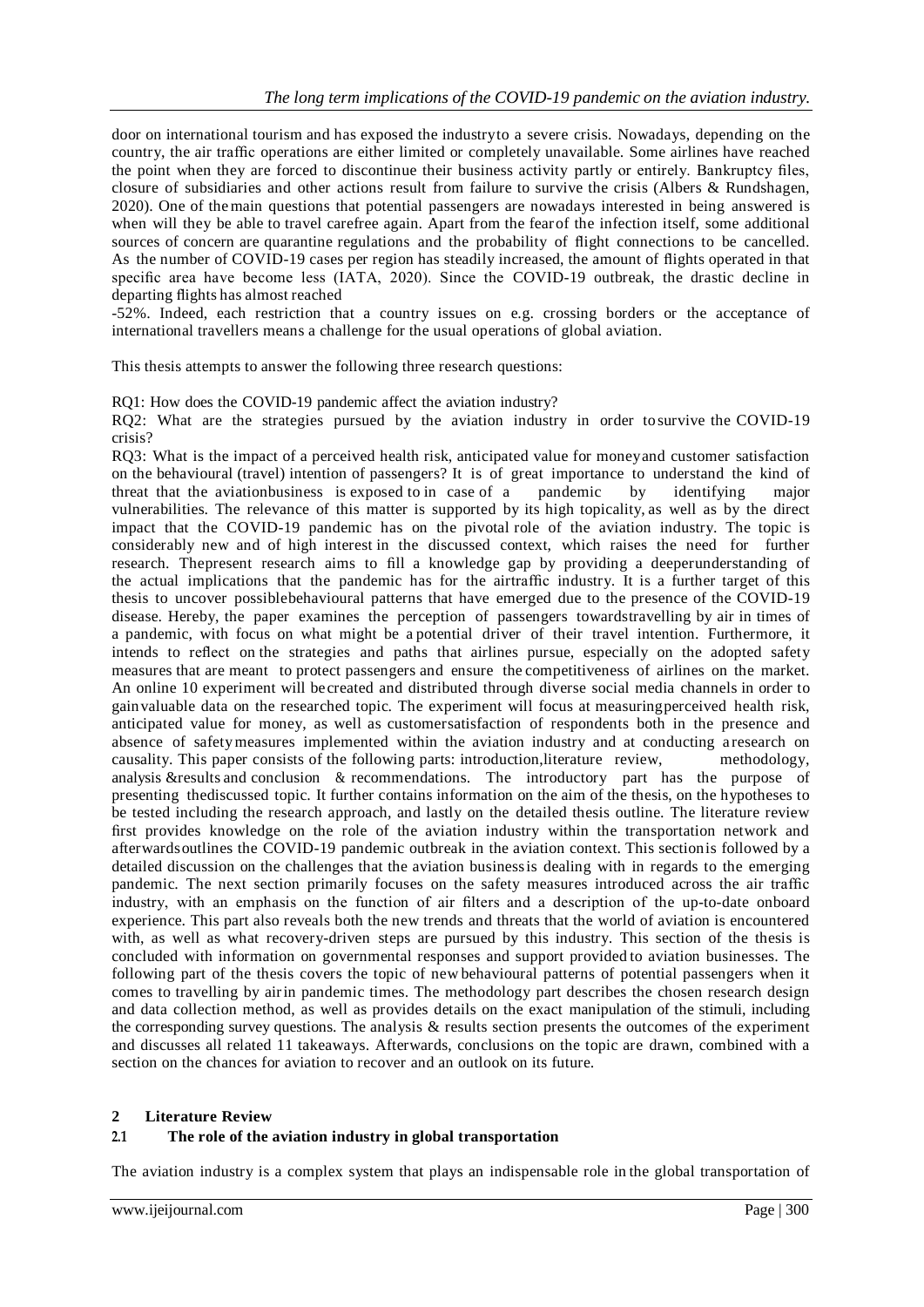door on international tourism and has exposed the industryto a severe crisis. Nowadays, depending on the country, the air traffic operations are either limited or completely unavailable. Some airlines have reached the point when they are forced to discontinue their business activity partly or entirely. Bankruptcy files, closure of subsidiaries and other actions result from failure to survive the crisis (Albers & Rundshagen, 2020). One of the main questions that potential passengers are nowadays interested in being answered is when will they be able to travel carefree again. Apart from the fear of the infection itself, some additional sources of concern are quarantine regulations and the probability of flight connections to be cancelled. As the number of COVID-19 cases per region has steadily increased, the amount of flights operated in that specific area have become less (IATA, 2020). Since the COVID-19 outbreak, the drastic decline in departing flights has almost reached

-52%. Indeed, each restriction that a country issues on e.g. crossing borders or the acceptance of international travellers means a challenge for the usual operations of global aviation.

This thesis attempts to answer the following three research questions:

RQ1: How does the COVID-19 pandemic affect the aviation industry?

RQ2: What are the strategies pursued by the aviation industry in order to survive the COVID-19 crisis?

RQ3: What is the impact of a perceived health risk, anticipated value for money and customer satisfaction on the behavioural (travel) intention of passengers? It is of great importance to understand the kind of threat that the aviationbusiness is exposed to in case of a pandemic by identifying major vulnerabilities. The relevance of this matter is supported by its high topicality, as well as by the direct impact that the COVID-19 pandemic has on the pivotal role of the aviation industry. The topic is considerably new and of high interest in the discussed context, which raises the need for further research. Thepresent research aims to fill a knowledge gap by providing a deeperunderstanding of the actual implications that the pandemic has for the airtraffic industry. It is a further target of this thesis to uncover possiblebehavioural patterns that have emerged due to the presence of the COVID-19 disease. Hereby, the paper examines the perception of passengers towardstravelling by air in times of a pandemic, with focus on what might be a potential driver of their travel intention. Furthermore, it intends to reflect on the strategies and paths that airlines pursue, especially on the adopted safety measures that are meant to protect passengers and ensure the competitiveness of airlines on the market. An online 10 experiment will be created and distributed through diverse social media channels in order to gainvaluable data on the researched topic. The experiment will focus at measuringperceived health risk, anticipated value for money, as well as customersatisfaction of respondents both in the presence and absence of safetymeasures implemented within the aviation industry and at conducting aresearch on causality. This paper consists of the following parts: introduction,literature review, methodology, analysis &results and conclusion & recommendations. The introductory part has the purpose of presenting thediscussed topic. It further contains information on the aim of the thesis, on the hypotheses to be tested including the research approach, and lastly on the detailed thesis outline. The literature review first provides knowledge on the role of the aviation industry within the transportation network and afterwardsoutlines the COVID-19 pandemic outbreak in the aviation context. This sectionis followed by a detailed discussion on the challenges that the aviation businessis dealing with in regards to the emerging pandemic. The next section primarily focuses on the safety measures introduced across the air traffic industry, with an emphasis on the function of air filters and a description of the up-to-date onboard experience. This part also reveals both the new trends and threats that the world of aviation is encountered with, as well as what recovery-driven steps are pursued by this industry. This section of the thesis is concluded with information on governmental responses and support provided to aviation businesses. The following part of the thesis covers the topic of new behavioural patterns of potential passengers when it comes to travelling by airin pandemic times. The methodology part describes the chosen research design and data collection method, as well as provides details on the exact manipulation of the stimuli, including the corresponding survey questions. The analysis & results section presents the outcomes of the experiment and discusses all related 11 takeaways. Afterwards, conclusions on the topic are drawn, combined with a section on the chances for aviation to recover and an outlook on its future.

## 2 Literature Review

### 2.1 The role of the aviation industry in global transportation

The aviation industry is a complex system that plays an indispensable role in the global transportation of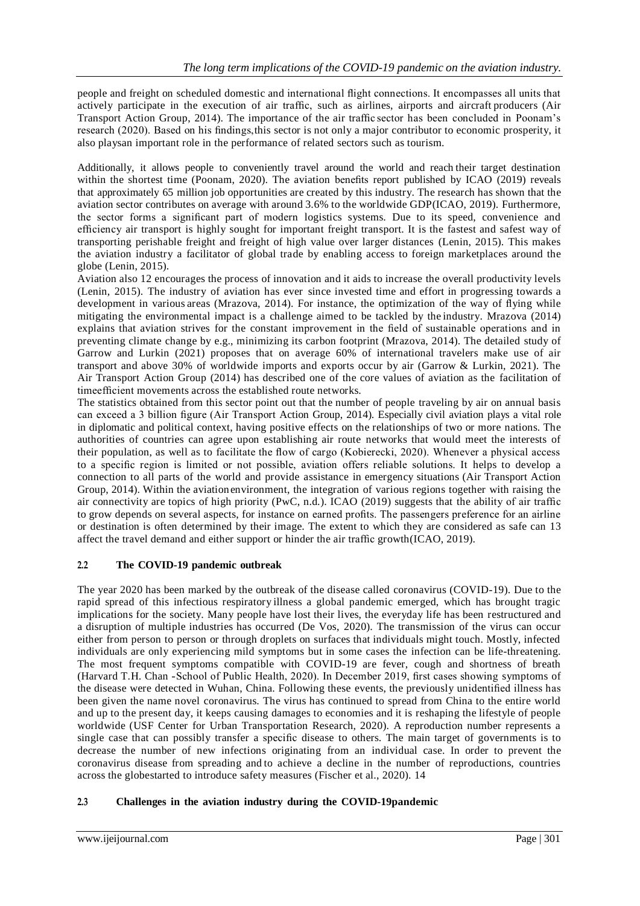people and freight on scheduled domestic and international flight connections. It encompasses all units that actively participate in the execution of air traffic, such as airlines, airports and aircraft producers (Air Transport Action Group, 2014). The importance of the air traffic sector has been concluded in Poonam's research (2020). Based on his findings,this sector is not only a major contributor to economic prosperity, it also playsan important role in the performance of related sectors such as tourism.

Additionally, it allows people to conveniently travel around the world and reach their target destination within the shortest time (Poonam, 2020). The aviation benefits report published by ICAO (2019) reveals that approximately 65 million job opportunities are created by this industry. The research has shown that the aviation sector contributes on average with around 3.6% to the worldwide GDP(ICAO, 2019). Furthermore, the sector forms a significant part of modern logistics systems. Due to its speed, convenience and efficiency air transport is highly sought for important freight transport. It is the fastest and safest way of transporting perishable freight and freight of high value over larger distances (Lenin, 2015). This makes the aviation industry a facilitator of global trade by enabling access to foreign marketplaces around the globe (Lenin, 2015).

Aviation also 12 encourages the process of innovation and it aids to increase the overall productivity levels (Lenin, 2015). The industry of aviation has ever since invested time and effort in progressing towards a development in various areas (Mrazova, 2014). For instance, the optimization of the way of flying while mitigating the environmental impact is a challenge aimed to be tackled by the industry. Mrazova (2014) explains that aviation strives for the constant improvement in the field of sustainable operations and in preventing climate change by e.g., minimizing its carbon footprint (Mrazova, 2014). The detailed study of Garrow and Lurkin (2021) proposes that on average 60% of international travelers make use of air transport and above 30% of worldwide imports and exports occur by air (Garrow & Lurkin, 2021). The Air Transport Action Group (2014) has described one of the core values of aviation as the facilitation of timeefficient movements across the established route networks.

The statistics obtained from this sector point out that the number of people traveling by air on annual basis can exceed a 3 billion figure (Air Transport Action Group, 2014). Especially civil aviation plays a vital role in diplomatic and political context, having positive effects on the relationships of two or more nations. The authorities of countries can agree upon establishing air route networks that would meet the interests of their population, as well as to facilitate the flow of cargo (Kobierecki, 2020). Whenever a physical access to a specific region is limited or not possible, aviation offers reliable solutions. It helps to develop a connection to all parts of the world and provide assistance in emergency situations (Air Transport Action Group, 2014). Within the aviationenvironment, the integration of various regions together with raising the air connectivity are topics of high priority (PwC, n.d.). ICAO (2019) suggests that the ability of air traffic to grow depends on several aspects, for instance on earned profits. The passengers preference for an airline or destination is often determined by their image. The extent to which they are considered as safe can 13 affect the travel demand and either support or hinder the air traffic growth(ICAO, 2019).

## 2.2 The COVID-19 pandemic outbreak

The year 2020 has been marked by the outbreak of the disease called coronavirus (COVID-19). Due to the rapid spread of this infectious respiratory illness a global pandemic emerged, which has brought tragic implications for the society. Many people have lost their lives, the everyday life has been restructured and a disruption of multiple industries has occurred (De Vos, 2020). The transmission of the virus can occur either from person to person or through droplets on surfaces that individuals might touch. Mostly, infected individuals are only experiencing mild symptoms but in some cases the infection can be life-threatening. The most frequent symptoms compatible with COVID-19 are fever, cough and shortness of breath (Harvard T.H. Chan -School of Public Health, 2020). In December 2019, first cases showing symptoms of the disease were detected in Wuhan, China. Following these events, the previously unidentified illness has been given the name novel coronavirus. The virus has continued to spread from China to the entire world and up to the present day, it keeps causing damages to economies and it is reshaping the lifestyle of people worldwide (USF Center for Urban Transportation Research, 2020). A reproduction number represents a single case that can possibly transfer a specific disease to others. The main target of governments is to decrease the number of new infections originating from an individual case. In order to prevent the coronavirus disease from spreading and to achieve a decline in the number of reproductions, countries across the globestarted to introduce safety measures (Fischer et al., 2020). 14

## 2.3 Challenges in the aviation industry during the COVID-19pandemic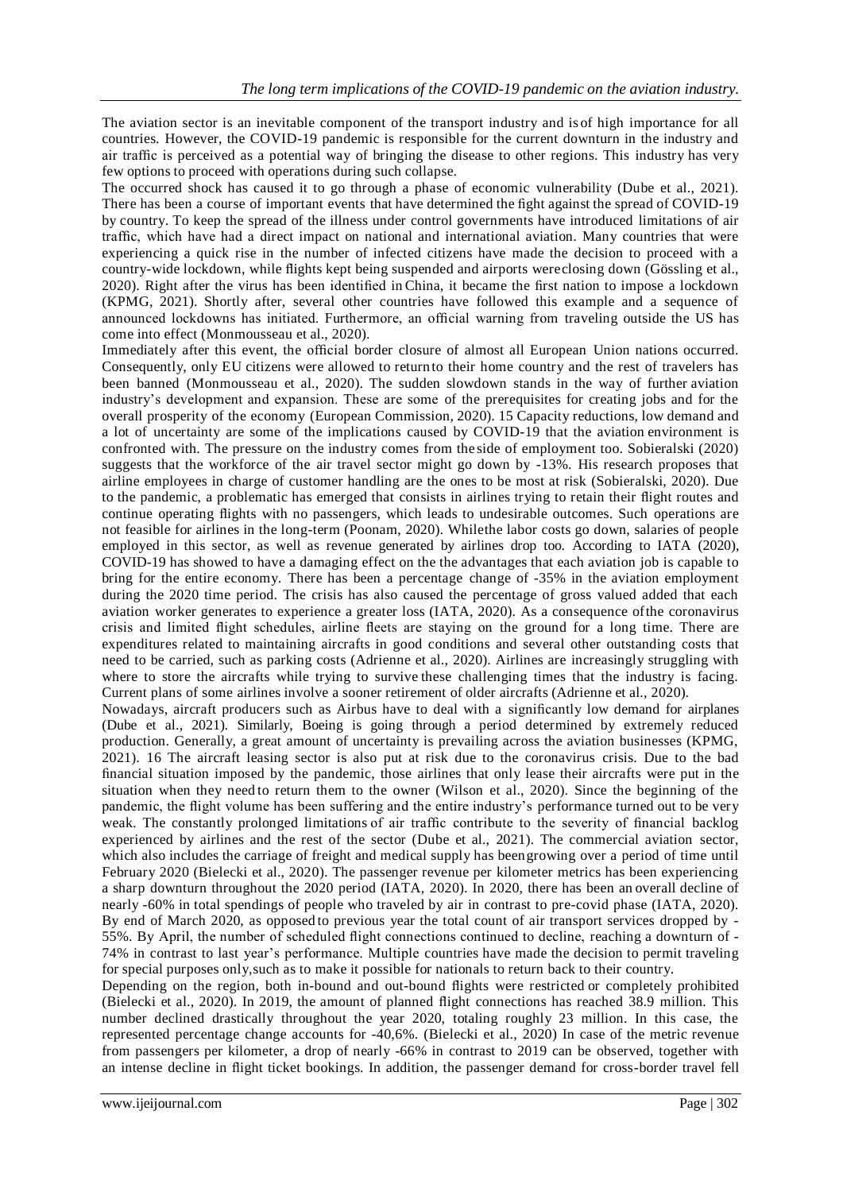The aviation sector is an inevitable component of the transport industry and is of high importance for all countries. However, the COVID-19 pandemic is responsible for the current downturn in the industry and air traffic is perceived as a potential way of bringing the disease to other regions. This industry has very few options to proceed with operations during such collapse.

The occurred shock has caused it to go through a phase of economic vulnerability (Dube et al., 2021). There has been a course of important events that have determined the fight against the spread of COVID-19 by country. To keep the spread of the illness under control governments have introduced limitations of air traffic, which have had a direct impact on national and international aviation. Many countries that were experiencing a quick rise in the number of infected citizens have made the decision to proceed with a country-wide lockdown, while flights kept being suspended and airports wereclosing down (Gössling et al., 2020). Right after the virus has been identified in China, it became the first nation to impose a lockdown (KPMG, 2021). Shortly after, several other countries have followed this example and a sequence of announced lockdowns has initiated. Furthermore, an official warning from traveling outside the US has come into effect (Monmousseau et al., 2020).

Immediately after this event, the official border closure of almost all European Union nations occurred. Consequently, only EU citizens were allowed to returnto their home country and the rest of travelers has been banned (Monmousseau et al., 2020). The sudden slowdown stands in the way of further aviation industry's development and expansion. These are some of the prerequisites for creating jobs and for the overall prosperity of the economy (European Commission, 2020). 15 Capacity reductions, low demand and a lot of uncertainty are some of the implications caused by COVID-19 that the aviation environment is confronted with. The pressure on the industry comes from theside of employment too. Sobieralski (2020) suggests that the workforce of the air travel sector might go down by -13%. His research proposes that airline employees in charge of customer handling are the ones to be most at risk (Sobieralski, 2020). Due to the pandemic, a problematic has emerged that consists in airlines trying to retain their flight routes and continue operating flights with no passengers, which leads to undesirable outcomes. Such operations are not feasible for airlines in the long-term (Poonam, 2020). Whilethe labor costs go down, salaries of people employed in this sector, as well as revenue generated by airlines drop too. According to IATA (2020), COVID-19 has showed to have a damaging effect on the the advantages that each aviation job is capable to bring for the entire economy. There has been a percentage change of -35% in the aviation employment during the 2020 time period. The crisis has also caused the percentage of gross valued added that each aviation worker generates to experience a greater loss (IATA, 2020). As a consequence ofthe coronavirus crisis and limited flight schedules, airline fleets are staying on the ground for a long time. There are expenditures related to maintaining aircrafts in good conditions and several other outstanding costs that need to be carried, such as parking costs (Adrienne et al., 2020). Airlines are increasingly struggling with where to store the aircrafts while trying to survive these challenging times that the industry is facing. Current plans of some airlines involve a sooner retirement of older aircrafts (Adrienne et al., 2020).

Nowadays, aircraft producers such as Airbus have to deal with a significantly low demand for airplanes (Dube et al., 2021). Similarly, Boeing is going through a period determined by extremely reduced production. Generally, a great amount of uncertainty is prevailing across the aviation businesses (KPMG, 2021). 16 The aircraft leasing sector is also put at risk due to the coronavirus crisis. Due to the bad financial situation imposed by the pandemic, those airlines that only lease their aircrafts were put in the situation when they need to return them to the owner (Wilson et al., 2020). Since the beginning of the pandemic, the flight volume has been suffering and the entire industry's performance turned out to be very weak. The constantly prolonged limitations of air traffic contribute to the severity of financial backlog experienced by airlines and the rest of the sector (Dube et al., 2021). The commercial aviation sector, which also includes the carriage of freight and medical supply has beengrowing over a period of time until February 2020 (Bielecki et al., 2020). The passenger revenue per kilometer metrics has been experiencing a sharp downturn throughout the 2020 period (IATA, 2020). In 2020, there has been an overall decline of nearly -60% in total spendings of people who traveled by air in contrast to pre-covid phase (IATA, 2020). By end of March 2020, as opposed to previous year the total count of air transport services dropped by -55%. By April, the number of scheduled flight connections continued to decline, reaching a downturn of -74% in contrast to last year's performance. Multiple countries have made the decision to permit traveling for special purposes only,such as to make it possible for nationals to return back to their country.

Depending on the region, both in-bound and out-bound flights were restricted or completely prohibited (Bielecki et al., 2020). In 2019, the amount of planned flight connections has reached 38.9 million. This number declined drastically throughout the year 2020, totaling roughly 23 million. In this case, the represented percentage change accounts for -40,6%. (Bielecki et al., 2020) In case of the metric revenue from passengers per kilometer, a drop of nearly -66% in contrast to 2019 can be observed, together with an intense decline in flight ticket bookings. In addition, the passenger demand for cross-border travel fell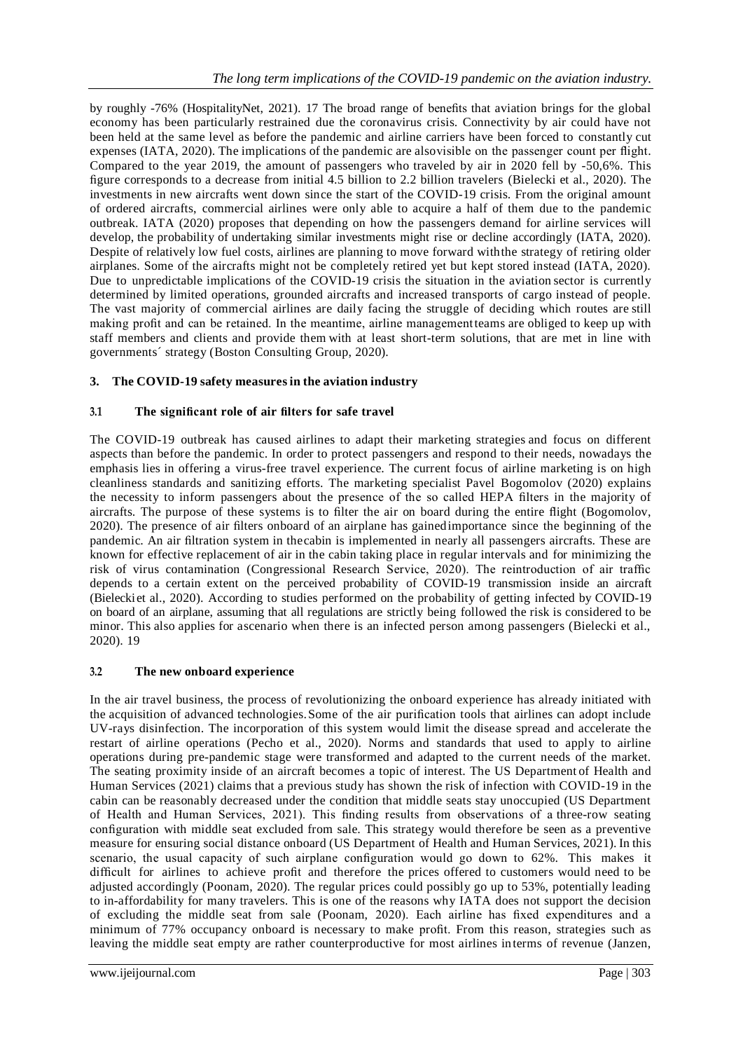by roughly -76% (HospitalityNet, 2021). 17 The broad range of benefits that aviation brings for the global economy has been particularly restrained due the coronavirus crisis. Connectivity by air could have not been held at the same level as before the pandemic and airline carriers have been forced to constantly cut expenses (IATA, 2020). The implications of the pandemic are alsovisible on the passenger count per flight. Compared to the year 2019, the amount of passengers who traveled by air in 2020 fell by -50,6%. This figure corresponds to a decrease from initial 4.5 billion to 2.2 billion travelers (Bielecki et al., 2020). The investments in new aircrafts went down since the start of the COVID-19 crisis. From the original amount of ordered aircrafts, commercial airlines were only able to acquire a half of them due to the pandemic outbreak. IATA (2020) proposes that depending on how the passengers demand for airline services will develop, the probability of undertaking similar investments might rise or decline accordingly (IATA, 2020). Despite of relatively low fuel costs, airlines are planning to move forward withthe strategy of retiring older airplanes. Some of the aircrafts might not be completely retired yet but kept stored instead (IATA, 2020). Due to unpredictable implications of the COVID-19 crisis the situation in the aviation sector is currently determined by limited operations, grounded aircrafts and increased transports of cargo instead of people. The vast majority of commercial airlines are daily facing the struggle of deciding which routes are still making profit and can be retained. In the meantime, airline managementteams are obliged to keep up with staff members and clients and provide them with at least short-term solutions, that are met in line with governments´ strategy (Boston Consulting Group, 2020).

## 3. The COVID-19 safety measures in the aviation industry

### 3.1 The significant role of air filters for safe travel

The COVID-19 outbreak has caused airlines to adapt their marketing strategies and focus on different aspects than before the pandemic. In order to protect passengers and respond to their needs, nowadays the emphasis lies in offering a virus-free travel experience. The current focus of airline marketing is on high cleanliness standards and sanitizing efforts. The marketing specialist Pavel Bogomolov (2020) explains the necessity to inform passengers about the presence of the so called HEPA filters in the majority of aircrafts. The purpose of these systems is to filter the air on board during the entire flight (Bogomolov, 2020). The presence of air filters onboard of an airplane has gainedimportance since the beginning of the pandemic. An air filtration system in thecabin is implemented in nearly all passengers aircrafts. These are known for effective replacement of air in the cabin taking place in regular intervals and for minimizing the risk of virus contamination (Congressional Research Service, 2020). The reintroduction of air traffic depends to a certain extent on the perceived probability of COVID-19 transmission inside an aircraft (Bieleckiet al., 2020). According to studies performed on the probability of getting infected by COVID-19 on board of an airplane, assuming that all regulations are strictly being followed the risk is considered to be minor. This also applies for ascenario when there is an infected person among passengers (Bielecki et al., 2020). 19

### 3.2 The new onboard experience

In the air travel business, the process of revolutionizing the onboard experience has already initiated with the acquisition of advanced technologies.Some of the air purification tools that airlines can adopt include UV-rays disinfection. The incorporation of this system would limit the disease spread and accelerate the restart of airline operations (Pecho et al., 2020). Norms and standards that used to apply to airline operations during pre-pandemic stage were transformed and adapted to the current needs of the market. The seating proximity inside of an aircraft becomes a topic of interest. The US Department of Health and Human Services (2021) claims that a previous study has shown the risk of infection with COVID-19 in the cabin can be reasonably decreased under the condition that middle seats stay unoccupied (US Department of Health and Human Services, 2021). This finding results from observations of a three-row seating configuration with middle seat excluded from sale. This strategy would therefore be seen as a preventive measure for ensuring social distance onboard (US Department of Health and Human Services, 2021). In this scenario, the usual capacity of such airplane configuration would go down to 62%. This makes it difficult for airlines to achieve profit and therefore the prices offered to customers would need to be adjusted accordingly (Poonam, 2020). The regular prices could possibly go up to 53%, potentially leading to in-affordability for many travelers. This is one of the reasons why IATA does not support the decision of excluding the middle seat from sale (Poonam, 2020). Each airline has fixed expenditures and a minimum of 77% occupancy onboard is necessary to make profit. From this reason, strategies such as leaving the middle seat empty are rather counterproductive for most airlines interms of revenue (Janzen,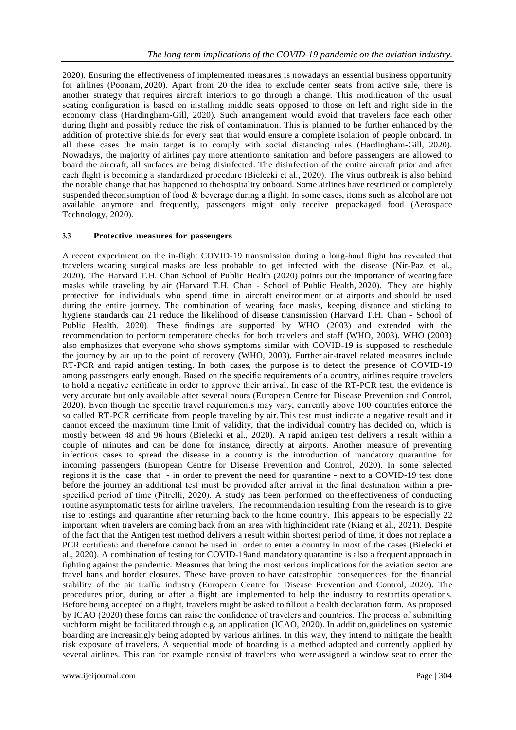2020). Ensuring the effectiveness of implemented measures is nowadays an essential business opportunity for airlines (Poonam, 2020). Apart from 20 the idea to exclude center seats from active sale, there is another strategy that requires aircraft interiors to go through a change. This modification of the usual seating configuration is based on installing middle seats opposed to those on left and right side in the economy class (Hardingham-Gill, 2020). Such arrangement would avoid that travelers face each other during flight and possibly reduce the risk of contamination. This is planned to be further enhanced by the addition of protective shields for every seat that would ensure a complete isolation of people onboard. In all these cases the main target is to comply with social distancing rules (Hardingham-Gill, 2020). Nowadays, the majority of airlines pay more attention to sanitation and before passengers are allowed to board the aircraft, all surfaces are being disinfected. The disinfection of the entire aircraft prior and after each flight is becoming a standardized procedure (Bielecki et al., 2020). The virus outbreak is also behind the notable change that has happened to thehospitality onboard. Some airlines have restricted or completely suspended theconsumption of food & beverage during a flight. In some cases, items such as alcohol are not available anymore and frequently, passengers might only receive prepackaged food (Aerospace Technology, 2020).

### 3.3 Protective measures for passengers

A recent experiment on the in-flight COVID-19 transmission during a long-haul flight has revealed that travelers wearing surgical masks are less probable to get infected with the disease (Nir-Paz et al., 2020). The Harvard T.H. Chan School of Public Health (2020) points out the importance of wearingface masks while traveling by air (Harvard T.H. Chan - School of Public Health, 2020). They are highly protective for individuals who spend time in aircraft environment or at airports and should be used during the entire journey. The combination of wearing face masks, keeping distance and sticking to hygiene standards can 21 reduce the likelihood of disease transmission (Harvard T.H. Chan - School of Public Health, 2020). These findings are supported by WHO (2003) and extended with the recommendation to perform temperature checks for both travelers and staff (WHO, 2003). WHO (2003) also emphasizes that everyone who shows symptoms similar with COVID-19 is supposed to reschedule the journey by air up to the point of recovery (WHO, 2003). Further air-travel related measures include RT-PCR and rapid antigen testing. In both cases, the purpose is to detect the presence of COVID-19 among passengers early enough. Based on the specific requirements of a country, airlines require travelers to hold a negative certificate in order to approve their arrival. In case of the RT-PCR test, the evidence is very accurate but only available after several hours (European Centre for Disease Prevention and Control, 2020). Even though the specific travel requirements may vary, currently above 100 countries enforce the so called RT-PCR certificate from people traveling by air. This test must indicate a negative result and it cannot exceed the maximum time limit of validity, that the individual country has decided on, which is mostly between 48 and 96 hours (Bielecki et al., 2020). A rapid antigen test delivers a result within a couple of minutes and can be done for instance, directly at airports. Another measure of preventing infectious cases to spread the disease in a country is the introduction of mandatory quarantine for incoming passengers (European Centre for Disease Prevention and Control, 2020). In some selected regions it is the case that - in order to prevent the need for quarantine - next to a COVID-19 test done before the journey an additional test must be provided after arrival in the final destination within a pre-specified period of time (Pitrelli, 2020). A study has been performed on the effectiveness of conducting routine asymptomatic tests for airline travelers. The recommendation resulting from the research is to give rise to testings and quarantine after returning back to the home country. This appears to be especially 22 important when travelers are coming back from an area with highincident rate (Kiang et al., 2021). Despite of the fact that the Antigen test method delivers a result within shortest period of time, it does not replace a PCR certificate and therefore cannot be used in order to enter a country in most of the cases (Bielecki et al., 2020). A combination of testing for COVID-19and mandatory quarantine is also a frequent approach in fighting against the pandemic. Measures that bring the most serious implications for the aviation sector are travel bans and border closures. These have proven to have catastrophic consequences for the financial stability of the air traffic industry (European Centre for Disease Prevention and Control, 2020). The procedures prior, during or after a flight are implemented to help the industry to restartits operations. Before being accepted on a flight, travelers might be asked to fillout a health declaration form. As proposed by ICAO (2020) these forms can raise the confidence of travelers and countries. The process of submitting suchform might be facilitated through e.g. an application (ICAO, 2020). In addition,guidelines on systemic boarding are increasingly being adopted by various airlines. In this way, they intend to mitigate the health risk exposure of travelers. A sequential mode of boarding is a method adopted and currently applied by several airlines. This can for example consist of travelers who were assigned a window seat to enter the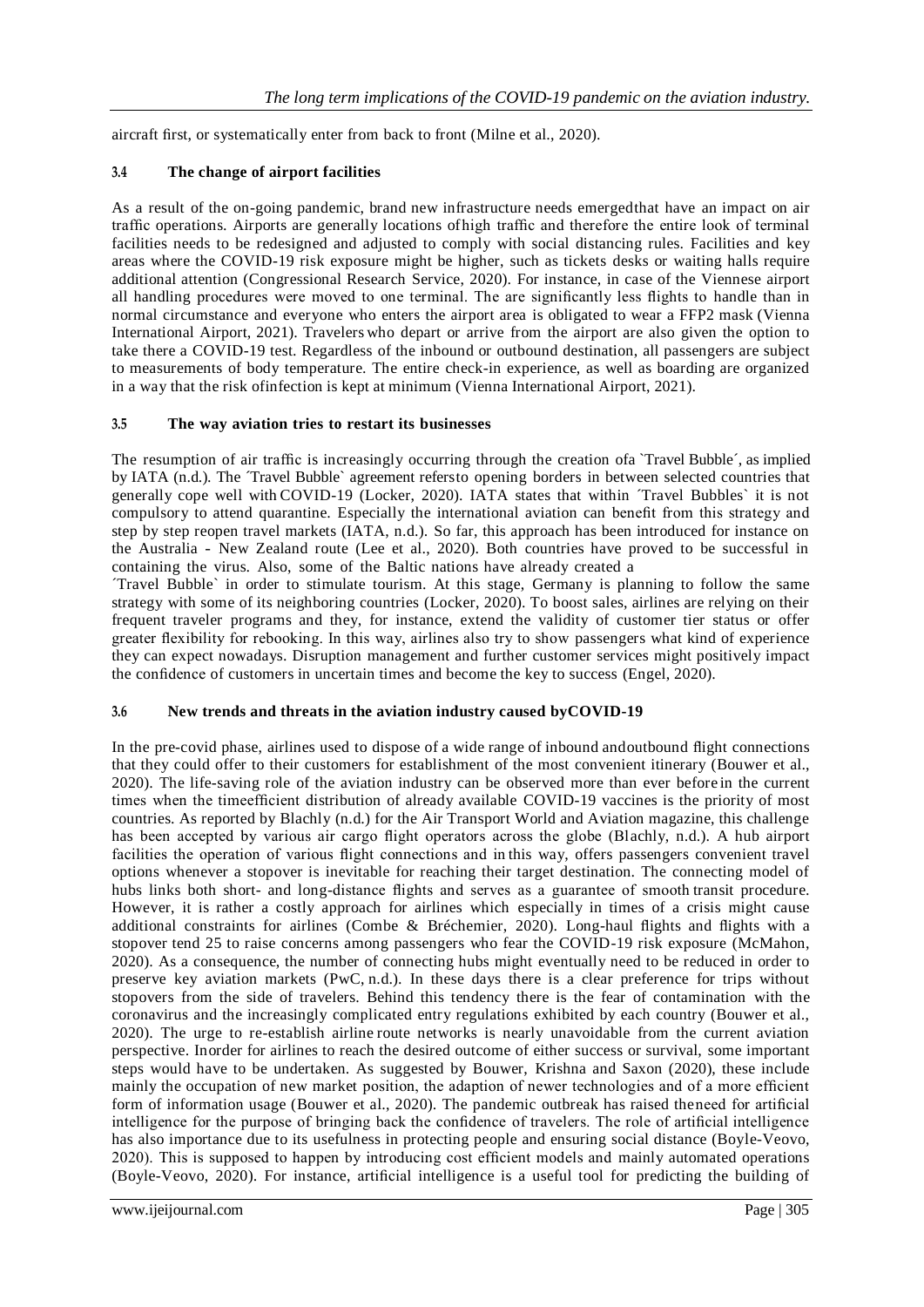aircraft first, or systematically enter from back to front (Milne et al., 2020).

### 3.4 The change of airport facilities

As a result of the on-going pandemic, brand new infrastructure needs emergedthat have an impact on air traffic operations. Airports are generally locations ofhigh traffic and therefore the entire look of terminal facilities needs to be redesigned and adjusted to comply with social distancing rules. Facilities and key areas where the COVID-19 risk exposure might be higher, such as tickets desks or waiting halls require additional attention (Congressional Research Service, 2020). For instance, in case of the Viennese airport all handling procedures were moved to one terminal. The are significantly less flights to handle than in normal circumstance and everyone who enters the airport area is obligated to wear a FFP2 mask (Vienna International Airport, 2021). Travelers who depart or arrive from the airport are also given the option to take there a COVID-19 test. Regardless of the inbound or outbound destination, all passengers are subject to measurements of body temperature. The entire check-in experience, as well as boarding are organized in a way that the risk ofinfection is kept at minimum (Vienna International Airport, 2021).

### 3.5 The way aviation tries to restart its businesses

The resumption of air traffic is increasingly occurring through the creation ofa `Travel Bubble´, as implied by IATA (n.d.). The ´Travel Bubble` agreement refersto opening borders in between selected countries that generally cope well with COVID-19 (Locker, 2020). IATA states that within ´Travel Bubbles` it is not compulsory to attend quarantine. Especially the international aviation can benefit from this strategy and step by step reopen travel markets (IATA, n.d.). So far, this approach has been introduced for instance on the Australia - New Zealand route (Lee et al., 2020). Both countries have proved to be successful in containing the virus. Also, some of the Baltic nations have already created a
´Travel Bubble` in order to stimulate tourism. At this stage, Germany is planning to follow the same strategy with some of its neighboring countries (Locker, 2020). To boost sales, airlines are relying on their frequent traveler programs and they, for instance, extend the validity of customer tier status or offer greater flexibility for rebooking. In this way, airlines also try to show passengers what kind of experience they can expect nowadays. Disruption management and further customer services might positively impact the confidence of customers in uncertain times and become the key to success (Engel, 2020).

### 3.6 New trends and threats in the aviation industry caused byCOVID-19

In the pre-covid phase, airlines used to dispose of a wide range of inbound andoutbound flight connections that they could offer to their customers for establishment of the most convenient itinerary (Bouwer et al., 2020). The life-saving role of the aviation industry can be observed more than ever before in the current times when the timeefficient distribution of already available COVID-19 vaccines is the priority of most countries. As reported by Blachly (n.d.) for the Air Transport World and Aviation magazine, this challenge has been accepted by various air cargo flight operators across the globe (Blachly, n.d.). A hub airport facilities the operation of various flight connections and in this way, offers passengers convenient travel options whenever a stopover is inevitable for reaching their target destination. The connecting model of hubs links both short- and long-distance flights and serves as a guarantee of smooth transit procedure. However, it is rather a costly approach for airlines which especially in times of a crisis might cause additional constraints for airlines (Combe & Bréchemier, 2020). Long-haul flights and flights with a stopover tend 25 to raise concerns among passengers who fear the COVID-19 risk exposure (McMahon, 2020). As a consequence, the number of connecting hubs might eventually need to be reduced in order to preserve key aviation markets (PwC, n.d.). In these days there is a clear preference for trips without stopovers from the side of travelers. Behind this tendency there is the fear of contamination with the coronavirus and the increasingly complicated entry regulations exhibited by each country (Bouwer et al., 2020). The urge to re-establish airline route networks is nearly unavoidable from the current aviation perspective. Inorder for airlines to reach the desired outcome of either success or survival, some important steps would have to be undertaken. As suggested by Bouwer, Krishna and Saxon (2020), these include mainly the occupation of new market position, the adaption of newer technologies and of a more efficient form of information usage (Bouwer et al., 2020). The pandemic outbreak has raised theneed for artificial intelligence for the purpose of bringing back the confidence of travelers. The role of artificial intelligence has also importance due to its usefulness in protecting people and ensuring social distance (Boyle-Veovo, 2020). This is supposed to happen by introducing cost efficient models and mainly automated operations (Boyle-Veovo, 2020). For instance, artificial intelligence is a useful tool for predicting the building of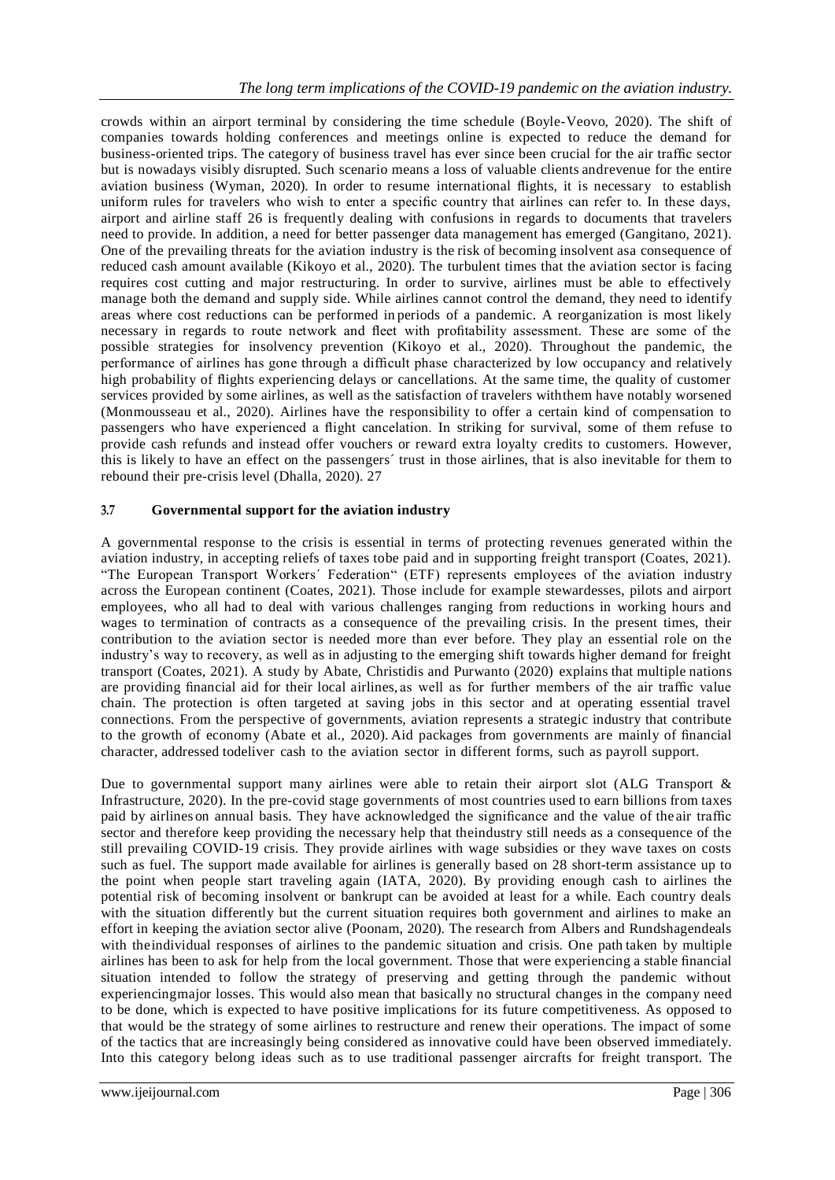crowds within an airport terminal by considering the time schedule (Boyle-Veovo, 2020). The shift of companies towards holding conferences and meetings online is expected to reduce the demand for business-oriented trips. The category of business travel has ever since been crucial for the air traffic sector but is nowadays visibly disrupted. Such scenario means a loss of valuable clients andrevenue for the entire aviation business (Wyman, 2020). In order to resume international flights, it is necessary to establish uniform rules for travelers who wish to enter a specific country that airlines can refer to. In these days, airport and airline staff 26 is frequently dealing with confusions in regards to documents that travelers need to provide. In addition, a need for better passenger data management has emerged (Gangitano, 2021). One of the prevailing threats for the aviation industry is the risk of becoming insolvent asa consequence of reduced cash amount available (Kikoyo et al., 2020). The turbulent times that the aviation sector is facing requires cost cutting and major restructuring. In order to survive, airlines must be able to effectively manage both the demand and supply side. While airlines cannot control the demand, they need to identify areas where cost reductions can be performed in periods of a pandemic. A reorganization is most likely necessary in regards to route network and fleet with profitability assessment. These are some of the possible strategies for insolvency prevention (Kikoyo et al., 2020). Throughout the pandemic, the performance of airlines has gone through a difficult phase characterized by low occupancy and relatively high probability of flights experiencing delays or cancellations. At the same time, the quality of customer services provided by some airlines, as well as the satisfaction of travelers withthem have notably worsened (Monmousseau et al., 2020). Airlines have the responsibility to offer a certain kind of compensation to passengers who have experienced a flight cancelation. In striking for survival, some of them refuse to provide cash refunds and instead offer vouchers or reward extra loyalty credits to customers. However, this is likely to have an effect on the passengers´ trust in those airlines, that is also inevitable for them to rebound their pre-crisis level (Dhalla, 2020). 27

### 3.7 Governmental support for the aviation industry

A governmental response to the crisis is essential in terms of protecting revenues generated within the aviation industry, in accepting reliefs of taxes tobe paid and in supporting freight transport (Coates, 2021). "The European Transport Workers´ Federation" (ETF) represents employees of the aviation industry across the European continent (Coates, 2021). Those include for example stewardesses, pilots and airport employees, who all had to deal with various challenges ranging from reductions in working hours and wages to termination of contracts as a consequence of the prevailing crisis. In the present times, their contribution to the aviation sector is needed more than ever before. They play an essential role on the industry's way to recovery, as well as in adjusting to the emerging shift towards higher demand for freight transport (Coates, 2021). A study by Abate, Christidis and Purwanto (2020) explains that multiple nations are providing financial aid for their local airlines, as well as for further members of the air traffic value chain. The protection is often targeted at saving jobs in this sector and at operating essential travel connections. From the perspective of governments, aviation represents a strategic industry that contribute to the growth of economy (Abate et al., 2020). Aid packages from governments are mainly of financial character, addressed todeliver cash to the aviation sector in different forms, such as payroll support.

Due to governmental support many airlines were able to retain their airport slot (ALG Transport & Infrastructure, 2020). In the pre-covid stage governments of most countries used to earn billions from taxes paid by airlines on annual basis. They have acknowledged the significance and the value of the air traffic sector and therefore keep providing the necessary help that theindustry still needs as a consequence of the still prevailing COVID-19 crisis. They provide airlines with wage subsidies or they wave taxes on costs such as fuel. The support made available for airlines is generally based on 28 short-term assistance up to the point when people start traveling again (IATA, 2020). By providing enough cash to airlines the potential risk of becoming insolvent or bankrupt can be avoided at least for a while. Each country deals with the situation differently but the current situation requires both government and airlines to make an effort in keeping the aviation sector alive (Poonam, 2020). The research from Albers and Rundshagendeals with theindividual responses of airlines to the pandemic situation and crisis. One path taken by multiple airlines has been to ask for help from the local government. Those that were experiencing a stable financial situation intended to follow the strategy of preserving and getting through the pandemic without experiencingmajor losses. This would also mean that basically no structural changes in the company need to be done, which is expected to have positive implications for its future competitiveness. As opposed to that would be the strategy of some airlines to restructure and renew their operations. The impact of some of the tactics that are increasingly being considered as innovative could have been observed immediately. Into this category belong ideas such as to use traditional passenger aircrafts for freight transport. The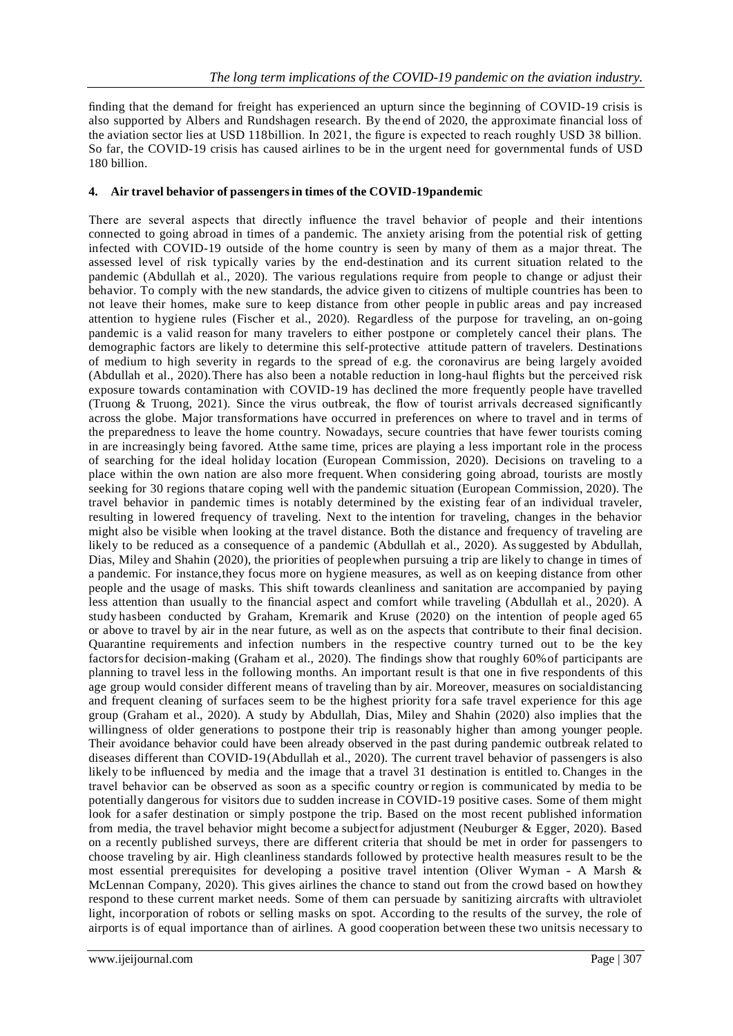finding that the demand for freight has experienced an upturn since the beginning of COVID-19 crisis is also supported by Albers and Rundshagen research. By the end of 2020, the approximate financial loss of the aviation sector lies at USD 118billion. In 2021, the figure is expected to reach roughly USD 38 billion. So far, the COVID-19 crisis has caused airlines to be in the urgent need for governmental funds of USD 180 billion.

## 4. Air travel behavior of passengers in times of the COVID-19pandemic

There are several aspects that directly influence the travel behavior of people and their intentions connected to going abroad in times of a pandemic. The anxiety arising from the potential risk of getting infected with COVID-19 outside of the home country is seen by many of them as a major threat. The assessed level of risk typically varies by the end-destination and its current situation related to the pandemic (Abdullah et al., 2020). The various regulations require from people to change or adjust their behavior. To comply with the new standards, the advice given to citizens of multiple countries has been to not leave their homes, make sure to keep distance from other people in public areas and pay increased attention to hygiene rules (Fischer et al., 2020). Regardless of the purpose for traveling, an on-going pandemic is a valid reason for many travelers to either postpone or completely cancel their plans. The demographic factors are likely to determine this self-protective attitude pattern of travelers. Destinations of medium to high severity in regards to the spread of e.g. the coronavirus are being largely avoided (Abdullah et al., 2020).There has also been a notable reduction in long-haul flights but the perceived risk exposure towards contamination with COVID-19 has declined the more frequently people have travelled (Truong & Truong, 2021). Since the virus outbreak, the flow of tourist arrivals decreased significantly across the globe. Major transformations have occurred in preferences on where to travel and in terms of the preparedness to leave the home country. Nowadays, secure countries that have fewer tourists coming in are increasingly being favored. Atthe same time, prices are playing a less important role in the process of searching for the ideal holiday location (European Commission, 2020). Decisions on traveling to a place within the own nation are also more frequent. When considering going abroad, tourists are mostly seeking for 30 regions thatare coping well with the pandemic situation (European Commission, 2020). The travel behavior in pandemic times is notably determined by the existing fear of an individual traveler, resulting in lowered frequency of traveling. Next to the intention for traveling, changes in the behavior might also be visible when looking at the travel distance. Both the distance and frequency of traveling are likely to be reduced as a consequence of a pandemic (Abdullah et al., 2020). As suggested by Abdullah, Dias, Miley and Shahin (2020), the priorities of peoplewhen pursuing a trip are likely to change in times of a pandemic. For instance,they focus more on hygiene measures, as well as on keeping distance from other people and the usage of masks. This shift towards cleanliness and sanitation are accompanied by paying less attention than usually to the financial aspect and comfort while traveling (Abdullah et al., 2020). A study hasbeen conducted by Graham, Kremarik and Kruse (2020) on the intention of people aged 65 or above to travel by air in the near future, as well as on the aspects that contribute to their final decision. Quarantine requirements and infection numbers in the respective country turned out to be the key factorsfor decision-making (Graham et al., 2020). The findings show that roughly 60%of participants are planning to travel less in the following months. An important result is that one in five respondents of this age group would consider different means of traveling than by air. Moreover, measures on socialdistancing and frequent cleaning of surfaces seem to be the highest priority fora safe travel experience for this age group (Graham et al., 2020). A study by Abdullah, Dias, Miley and Shahin (2020) also implies that the willingness of older generations to postpone their trip is reasonably higher than among younger people. Their avoidance behavior could have been already observed in the past during pandemic outbreak related to diseases different than COVID-19(Abdullah et al., 2020). The current travel behavior of passengers is also likely to be influenced by media and the image that a travel 31 destination is entitled to. Changes in the travel behavior can be observed as soon as a specific country or region is communicated by media to be potentially dangerous for visitors due to sudden increase in COVID-19 positive cases. Some of them might look for a safer destination or simply postpone the trip. Based on the most recent published information from media, the travel behavior might become a subjectfor adjustment (Neuburger & Egger, 2020). Based on a recently published surveys, there are different criteria that should be met in order for passengers to choose traveling by air. High cleanliness standards followed by protective health measures result to be the most essential prerequisites for developing a positive travel intention (Oliver Wyman - A Marsh & McLennan Company, 2020). This gives airlines the chance to stand out from the crowd based on howthey respond to these current market needs. Some of them can persuade by sanitizing aircrafts with ultraviolet light, incorporation of robots or selling masks on spot. According to the results of the survey, the role of airports is of equal importance than of airlines. A good cooperation between these two unitsis necessary to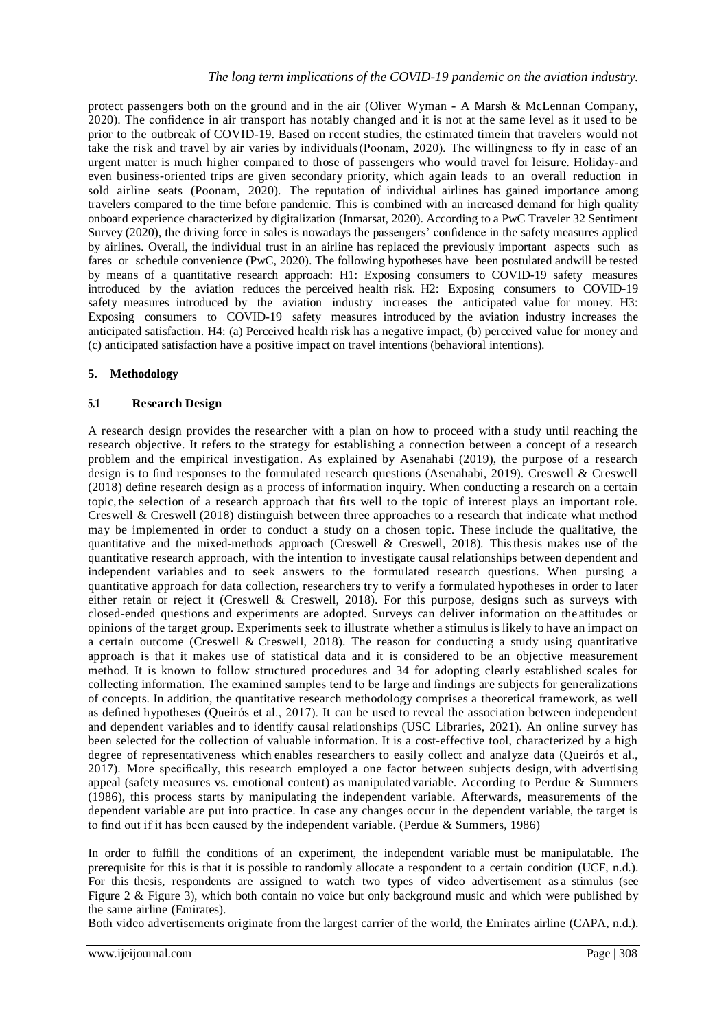protect passengers both on the ground and in the air (Oliver Wyman - A Marsh & McLennan Company, 2020). The confidence in air transport has notably changed and it is not at the same level as it used to be prior to the outbreak of COVID-19. Based on recent studies, the estimated timein that travelers would not take the risk and travel by air varies by individuals(Poonam, 2020). The willingness to fly in case of an urgent matter is much higher compared to those of passengers who would travel for leisure. Holiday-and even business-oriented trips are given secondary priority, which again leads to an overall reduction in sold airline seats (Poonam, 2020). The reputation of individual airlines has gained importance among travelers compared to the time before pandemic. This is combined with an increased demand for high quality onboard experience characterized by digitalization (Inmarsat, 2020). According to a PwC Traveler 32 Sentiment Survey (2020), the driving force in sales is nowadays the passengers' confidence in the safety measures applied by airlines. Overall, the individual trust in an airline has replaced the previously important aspects such as fares or schedule convenience (PwC, 2020). The following hypotheses have been postulated andwill be tested by means of a quantitative research approach: H1: Exposing consumers to COVID-19 safety measures introduced by the aviation reduces the perceived health risk. H2: Exposing consumers to COVID-19 safety measures introduced by the aviation industry increases the anticipated value for money. H3: Exposing consumers to COVID-19 safety measures introduced by the aviation industry increases the anticipated satisfaction. H4: (a) Perceived health risk has a negative impact, (b) perceived value for money and (c) anticipated satisfaction have a positive impact on travel intentions (behavioral intentions).

## 5. Methodology

### 5.1 Research Design

A research design provides the researcher with a plan on how to proceed with a study until reaching the research objective. It refers to the strategy for establishing a connection between a concept of a research problem and the empirical investigation. As explained by Asenahabi (2019), the purpose of a research design is to find responses to the formulated research questions (Asenahabi, 2019). Creswell & Creswell (2018) define research design as a process of information inquiry. When conducting a research on a certain topic, the selection of a research approach that fits well to the topic of interest plays an important role. Creswell & Creswell (2018) distinguish between three approaches to a research that indicate what method may be implemented in order to conduct a study on a chosen topic. These include the qualitative, the quantitative and the mixed-methods approach (Creswell & Creswell, 2018). Thisthesis makes use of the quantitative research approach, with the intention to investigate causal relationships between dependent and independent variables and to seek answers to the formulated research questions. When pursing a quantitative approach for data collection, researchers try to verify a formulated hypotheses in order to later either retain or reject it (Creswell & Creswell, 2018). For this purpose, designs such as surveys with closed-ended questions and experiments are adopted. Surveys can deliver information on the attitudes or opinions of the target group. Experiments seek to illustrate whether a stimulus is likely to have an impact on a certain outcome (Creswell & Creswell, 2018). The reason for conducting a study using quantitative approach is that it makes use of statistical data and it is considered to be an objective measurement method. It is known to follow structured procedures and 34 for adopting clearly established scales for collecting information. The examined samples tend to be large and findings are subjects for generalizations of concepts. In addition, the quantitative research methodology comprises a theoretical framework, as well as defined hypotheses (Queirós et al., 2017). It can be used to reveal the association between independent and dependent variables and to identify causal relationships (USC Libraries, 2021). An online survey has been selected for the collection of valuable information. It is a cost-effective tool, characterized by a high degree of representativeness which enables researchers to easily collect and analyze data (Queirós et al., 2017). More specifically, this research employed a one factor between subjects design, with advertising appeal (safety measures vs. emotional content) as manipulated variable. According to Perdue & Summers (1986), this process starts by manipulating the independent variable. Afterwards, measurements of the dependent variable are put into practice. In case any changes occur in the dependent variable, the target is to find out if it has been caused by the independent variable. (Perdue & Summers, 1986)

In order to fulfill the conditions of an experiment, the independent variable must be manipulatable. The prerequisite for this is that it is possible to randomly allocate a respondent to a certain condition (UCF, n.d.). For this thesis, respondents are assigned to watch two types of video advertisement as a stimulus (see Figure 2 & Figure 3), which both contain no voice but only background music and which were published by the same airline (Emirates).

Both video advertisements originate from the largest carrier of the world, the Emirates airline (CAPA, n.d.).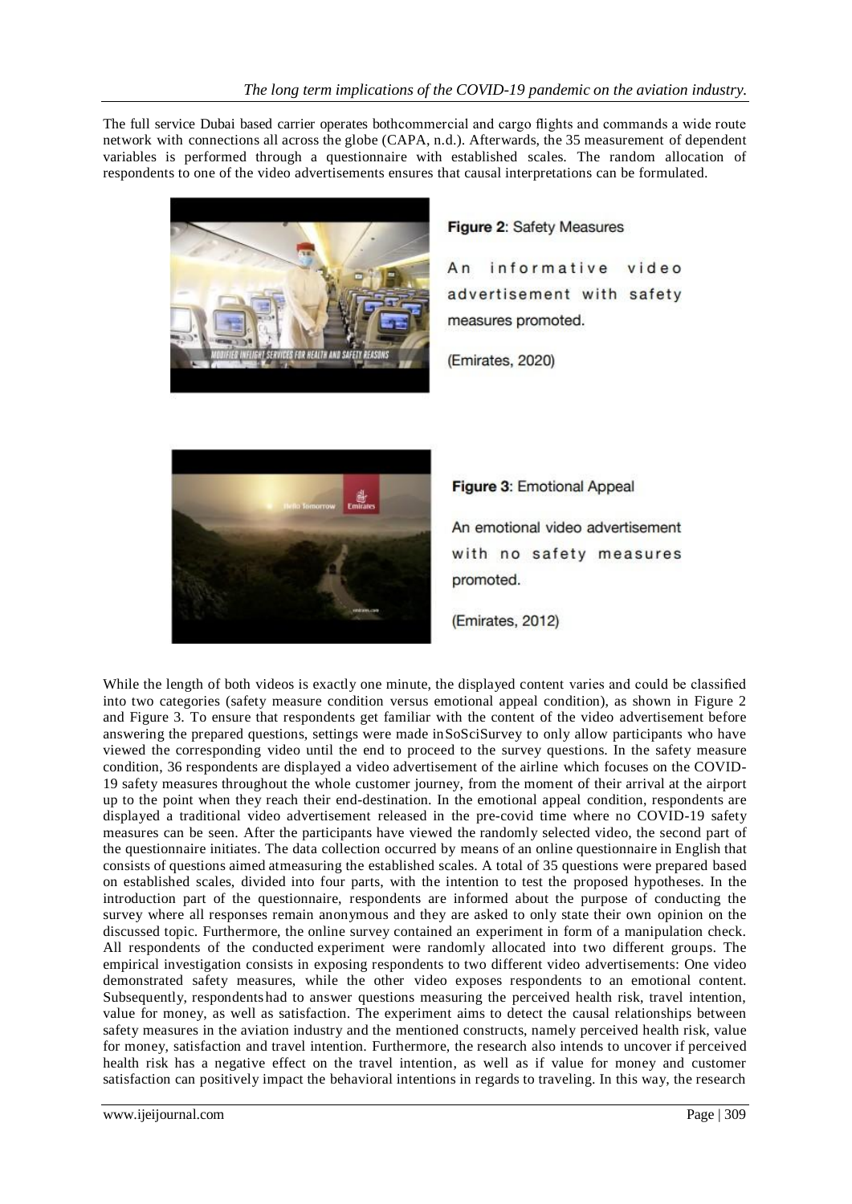The full service Dubai based carrier operates bothcommercial and cargo flights and commands a wide route network with connections all across the globe (CAPA, n.d.). Afterwards, the 35 measurement of dependent variables is performed through a questionnaire with established scales. The random allocation of respondents to one of the video advertisements ensures that causal interpretations can be formulated.

**Figure 2**: Safety Measures

An informative video advertisement with safety measures promoted.

(Emirates, 2020)

**Figure 3**: Emotional Appeal

An emotional video advertisement with no safety measures promoted.

(Emirates, 2012)

While the length of both videos is exactly one minute, the displayed content varies and could be classified into two categories (safety measure condition versus emotional appeal condition), as shown in Figure 2 and Figure 3. To ensure that respondents get familiar with the content of the video advertisement before answering the prepared questions, settings were made inSoSciSurvey to only allow participants who have viewed the corresponding video until the end to proceed to the survey questions. In the safety measure condition, 36 respondents are displayed a video advertisement of the airline which focuses on the COVID-19 safety measures throughout the whole customer journey, from the moment of their arrival at the airport up to the point when they reach their end-destination. In the emotional appeal condition, respondents are displayed a traditional video advertisement released in the pre-covid time where no COVID-19 safety measures can be seen. After the participants have viewed the randomly selected video, the second part of the questionnaire initiates. The data collection occurred by means of an online questionnaire in English that consists of questions aimed atmeasuring the established scales. A total of 35 questions were prepared based on established scales, divided into four parts, with the intention to test the proposed hypotheses. In the introduction part of the questionnaire, respondents are informed about the purpose of conducting the survey where all responses remain anonymous and they are asked to only state their own opinion on the discussed topic. Furthermore, the online survey contained an experiment in form of a manipulation check. All respondents of the conducted experiment were randomly allocated into two different groups. The empirical investigation consists in exposing respondents to two different video advertisements: One video demonstrated safety measures, while the other video exposes respondents to an emotional content. Subsequently, respondentshad to answer questions measuring the perceived health risk, travel intention, value for money, as well as satisfaction. The experiment aims to detect the causal relationships between safety measures in the aviation industry and the mentioned constructs, namely perceived health risk, value for money, satisfaction and travel intention. Furthermore, the research also intends to uncover if perceived health risk has a negative effect on the travel intention, as well as if value for money and customer satisfaction can positively impact the behavioral intentions in regards to traveling. In this way, the research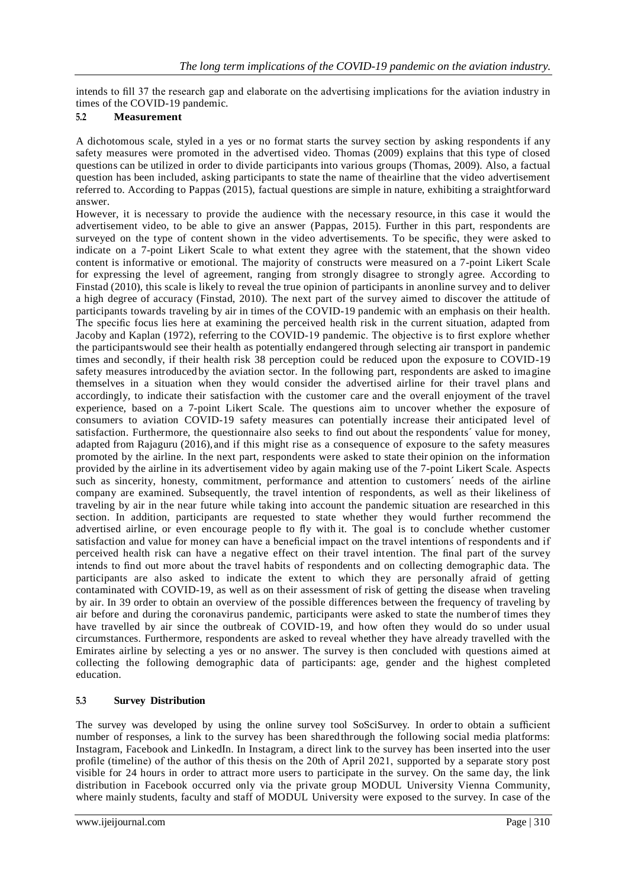intends to fill 37 the research gap and elaborate on the advertising implications for the aviation industry in times of the COVID-19 pandemic.

### 5.2 Measurement

A dichotomous scale, styled in a yes or no format starts the survey section by asking respondents if any safety measures were promoted in the advertised video. Thomas (2009) explains that this type of closed questions can be utilized in order to divide participants into various groups (Thomas, 2009). Also, a factual question has been included, asking participants to state the name of theairline that the video advertisement referred to. According to Pappas (2015), factual questions are simple in nature, exhibiting a straightforward answer.

However, it is necessary to provide the audience with the necessary resource, in this case it would the advertisement video, to be able to give an answer (Pappas, 2015). Further in this part, respondents are surveyed on the type of content shown in the video advertisements. To be specific, they were asked to indicate on a 7-point Likert Scale to what extent they agree with the statement, that the shown video content is informative or emotional. The majority of constructs were measured on a 7-point Likert Scale for expressing the level of agreement, ranging from strongly disagree to strongly agree. According to Finstad (2010), this scale is likely to reveal the true opinion of participants in anonline survey and to deliver a high degree of accuracy (Finstad, 2010). The next part of the survey aimed to discover the attitude of participants towards traveling by air in times of the COVID-19 pandemic with an emphasis on their health. The specific focus lies here at examining the perceived health risk in the current situation, adapted from Jacoby and Kaplan (1972), referring to the COVID-19 pandemic. The objective is to first explore whether the participantswould see their health as potentially endangered through selecting air transport in pandemic times and secondly, if their health risk 38 perception could be reduced upon the exposure to COVID-19 safety measures introducedby the aviation sector. In the following part, respondents are asked to imagine themselves in a situation when they would consider the advertised airline for their travel plans and accordingly, to indicate their satisfaction with the customer care and the overall enjoyment of the travel experience, based on a 7-point Likert Scale. The questions aim to uncover whether the exposure of consumers to aviation COVID-19 safety measures can potentially increase their anticipated level of satisfaction. Furthermore, the questionnaire also seeks to find out about the respondents´ value for money, adapted from Rajaguru (2016), and if this might rise as a consequence of exposure to the safety measures promoted by the airline. In the next part, respondents were asked to state their opinion on the information provided by the airline in its advertisement video by again making use of the 7-point Likert Scale. Aspects such as sincerity, honesty, commitment, performance and attention to customers´ needs of the airline company are examined. Subsequently, the travel intention of respondents, as well as their likeliness of traveling by air in the near future while taking into account the pandemic situation are researched in this section. In addition, participants are requested to state whether they would further recommend the advertised airline, or even encourage people to fly with it. The goal is to conclude whether customer satisfaction and value for money can have a beneficial impact on the travel intentions of respondents and if perceived health risk can have a negative effect on their travel intention. The final part of the survey intends to find out more about the travel habits of respondents and on collecting demographic data. The participants are also asked to indicate the extent to which they are personally afraid of getting contaminated with COVID-19, as well as on their assessment of risk of getting the disease when traveling by air. In 39 order to obtain an overview of the possible differences between the frequency of traveling by air before and during the coronavirus pandemic, participants were asked to state the numberof times they have travelled by air since the outbreak of COVID-19, and how often they would do so under usual circumstances. Furthermore, respondents are asked to reveal whether they have already travelled with the Emirates airline by selecting a yes or no answer. The survey is then concluded with questions aimed at collecting the following demographic data of participants: age, gender and the highest completed education.

### 5.3 Survey Distribution

The survey was developed by using the online survey tool SoSciSurvey. In order to obtain a sufficient number of responses, a link to the survey has been sharedthrough the following social media platforms: Instagram, Facebook and LinkedIn. In Instagram, a direct link to the survey has been inserted into the user profile (timeline) of the author of this thesis on the 20th of April 2021, supported by a separate story post visible for 24 hours in order to attract more users to participate in the survey. On the same day, the link distribution in Facebook occurred only via the private group MODUL University Vienna Community, where mainly students, faculty and staff of MODUL University were exposed to the survey. In case of the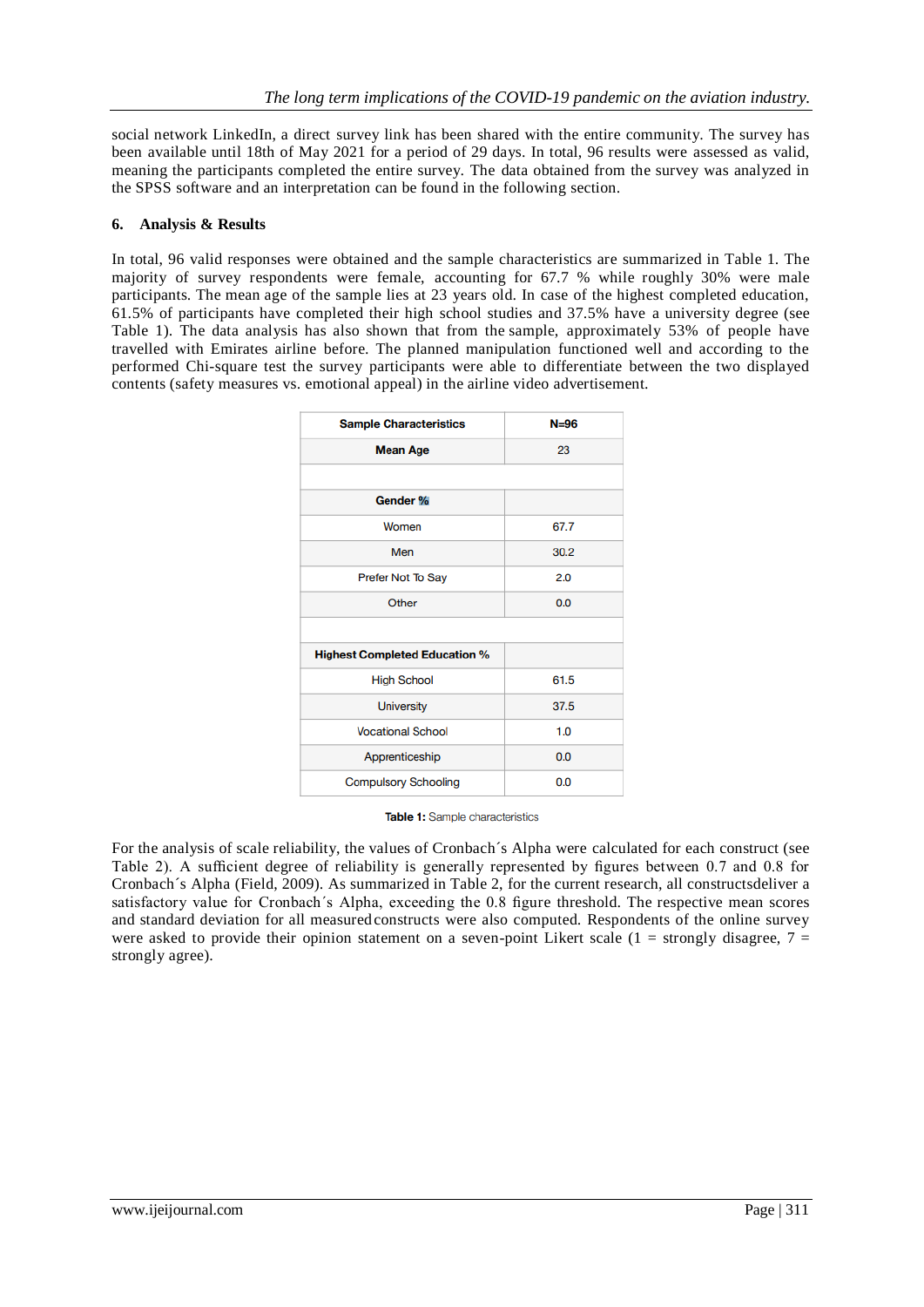social network LinkedIn, a direct survey link has been shared with the entire community. The survey has been available until 18th of May 2021 for a period of 29 days. In total, 96 results were assessed as valid, meaning the participants completed the entire survey. The data obtained from the survey was analyzed in the SPSS software and an interpretation can be found in the following section.

## 6. Analysis & Results

In total, 96 valid responses were obtained and the sample characteristics are summarized in Table 1. The majority of survey respondents were female, accounting for 67.7 % while roughly 30% were male participants. The mean age of the sample lies at 23 years old. In case of the highest completed education, 61.5% of participants have completed their high school studies and 37.5% have a university degree (see Table 1). The data analysis has also shown that from the sample, approximately 53% of people have travelled with Emirates airline before. The planned manipulation functioned well and according to the performed Chi-square test the survey participants were able to differentiate between the two displayed contents (safety measures vs. emotional appeal) in the airline video advertisement.

| **Sample Characteristics** | **N=96** |
|---|---|
| **Mean Age** | 23 |
| | |
| **Gender %** | |
| Women | 67.7 |
| Men | 30.2 |
| Prefer Not To Say | 2.0 |
| Other | 0.0 |
| | |
| **Highest Completed Education %** | |
| High School | 61.5 |
| University | 37.5 |
| Vocational School | 1.0 |
| Apprenticeship | 0.0 |
| Compulsory Schooling | 0.0 |

**Table 1:** Sample characteristics

For the analysis of scale reliability, the values of Cronbach´s Alpha were calculated for each construct (see Table 2). A sufficient degree of reliability is generally represented by figures between 0.7 and 0.8 for Cronbach´s Alpha (Field, 2009). As summarized in Table 2, for the current research, all constructsdeliver a satisfactory value for Cronbach´s Alpha, exceeding the 0.8 figure threshold. The respective mean scores and standard deviation for all measured constructs were also computed. Respondents of the online survey were asked to provide their opinion statement on a seven-point Likert scale (1 = strongly disagree, 7 = strongly agree).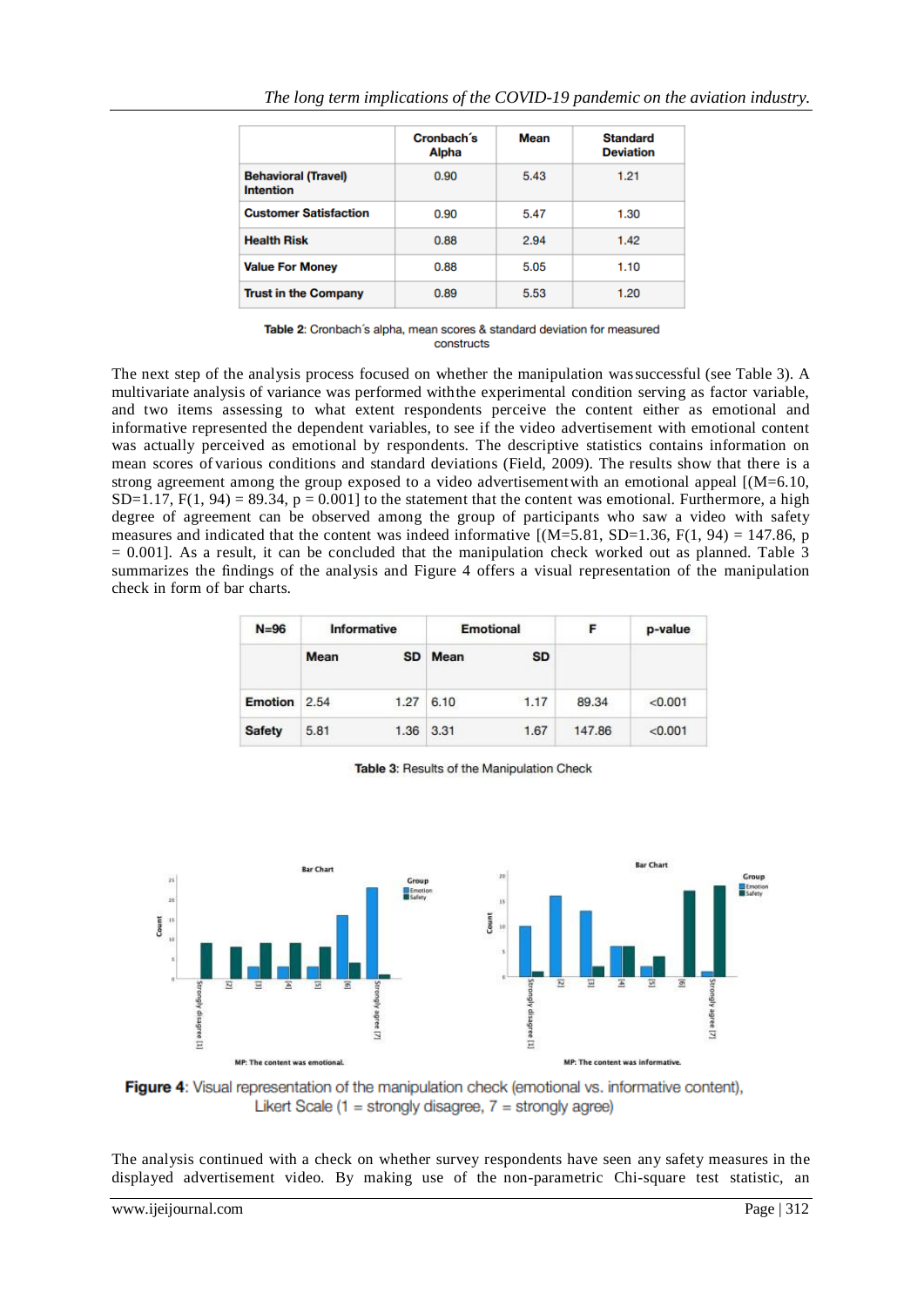| | Cronbach´s Alpha | Mean | Standard Deviation |
|---|---|---|---|
| **Behavioral (Travel) Intention** | 0.90 | 5.43 | 1.21 |
| **Customer Satisfaction** | 0.90 | 5.47 | 1.30 |
| **Health Risk** | 0.88 | 2.94 | 1.42 |
| **Value For Money** | 0.88 | 5.05 | 1.10 |
| **Trust in the Company** | 0.89 | 5.53 | 1.20 |

**Table 2**: Cronbach´s alpha, mean scores & standard deviation for measured constructs

The next step of the analysis process focused on whether the manipulation wassuccessful (see Table 3). A multivariate analysis of variance was performed withthe experimental condition serving as factor variable, and two items assessing to what extent respondents perceive the content either as emotional and informative represented the dependent variables, to see if the video advertisement with emotional content was actually perceived as emotional by respondents. The descriptive statistics contains information on mean scores of various conditions and standard deviations (Field, 2009). The results show that there is a strong agreement among the group exposed to a video advertisementwith an emotional appeal [(M=6.10, SD=1.17, $F(1, 94) = 89.34$, $p = 0.001$] to the statement that the content was emotional. Furthermore, a high degree of agreement can be observed among the group of participants who saw a video with safety measures and indicated that the content was indeed informative [(M=5.81, SD=1.36, $F(1, 94) = 147.86$, $p = 0.001$]. As a result, it can be concluded that the manipulation check worked out as planned. Table 3 summarizes the findings of the analysis and Figure 4 offers a visual representation of the manipulation check in form of bar charts.

| N=96 | Informative | | Emotional | | F | p-value |
|---|---|---|---|---|---|---|
| | Mean | SD | Mean | SD | | |
| **Emotion** | 2.54 | 1.27 | 6.10 | 1.17 | 89.34 | <0.001 |
| **Safety** | 5.81 | 1.36 | 3.31 | 1.67 | 147.86 | <0.001 |

**Table 3**: Results of the Manipulation Check

**Figure 4**: Visual representation of the manipulation check (emotional vs. informative content), Likert Scale (1 = strongly disagree, 7 = strongly agree)

The analysis continued with a check on whether survey respondents have seen any safety measures in the displayed advertisement video. By making use of the non-parametric Chi-square test statistic, an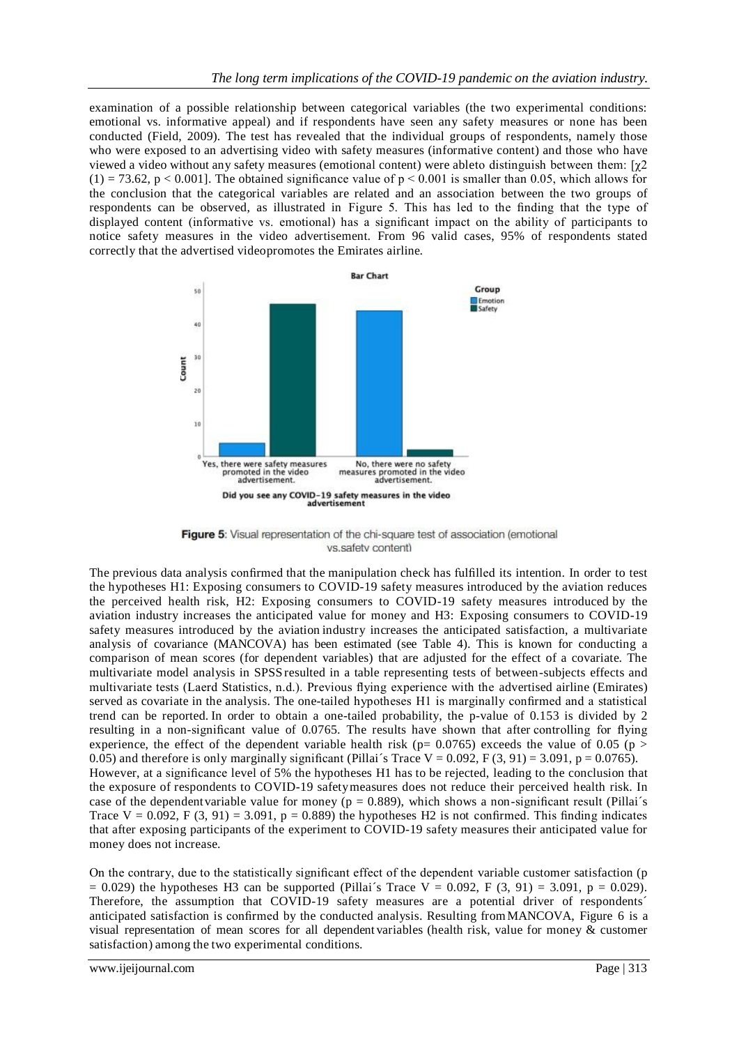examination of a possible relationship between categorical variables (the two experimental conditions: emotional vs. informative appeal) and if respondents have seen any safety measures or none has been conducted (Field, 2009). The test has revealed that the individual groups of respondents, namely those who were exposed to an advertising video with safety measures (informative content) and those who have viewed a video without any safety measures (emotional content) were ableto distinguish between them: [$\chi^2$ (1) = 73.62, $p < 0.001$]. The obtained significance value of $p < 0.001$ is smaller than 0.05, which allows for the conclusion that the categorical variables are related and an association between the two groups of respondents can be observed, as illustrated in Figure 5. This has led to the finding that the type of displayed content (informative vs. emotional) has a significant impact on the ability of participants to notice safety measures in the video advertisement. From 96 valid cases, 95% of respondents stated correctly that the advertised videopromotes the Emirates airline.

**Figure 5**: Visual representation of the chi-square test of association (emotional vs.safety content)

The previous data analysis confirmed that the manipulation check has fulfilled its intention. In order to test the hypotheses H1: Exposing consumers to COVID-19 safety measures introduced by the aviation reduces the perceived health risk, H2: Exposing consumers to COVID-19 safety measures introduced by the aviation industry increases the anticipated value for money and H3: Exposing consumers to COVID-19 safety measures introduced by the aviation industry increases the anticipated satisfaction, a multivariate analysis of covariance (MANCOVA) has been estimated (see Table 4). This is known for conducting a comparison of mean scores (for dependent variables) that are adjusted for the effect of a covariate. The multivariate model analysis in SPSS resulted in a table representing tests of between-subjects effects and multivariate tests (Laerd Statistics, n.d.). Previous flying experience with the advertised airline (Emirates) served as covariate in the analysis. The one-tailed hypotheses H1 is marginally confirmed and a statistical trend can be reported. In order to obtain a one-tailed probability, the p-value of 0.153 is divided by 2 resulting in a non-significant value of 0.0765. The results have shown that after controlling for flying experience, the effect of the dependent variable health risk ($p = 0.0765$) exceeds the value of 0.05 ($p > 0.05$) and therefore is only marginally significant (Pillai´s Trace $V = 0.092$, $F(3, 91) = 3.091$, $p = 0.0765$).
However, at a significance level of 5% the hypotheses H1 has to be rejected, leading to the conclusion that the exposure of respondents to COVID-19 safetymeasures does not reduce their perceived health risk. In case of the dependentvariable value for money ($p = 0.889$), which shows a non-significant result (Pillai´s Trace $V = 0.092$, $F(3, 91) = 3.091$, $p = 0.889$) the hypotheses H2 is not confirmed. This finding indicates that after exposing participants of the experiment to COVID-19 safety measures their anticipated value for money does not increase.

On the contrary, due to the statistically significant effect of the dependent variable customer satisfaction ($p = 0.029$) the hypotheses H3 can be supported (Pillai´s Trace $V = 0.092$, $F(3, 91) = 3.091$, $p = 0.029$). Therefore, the assumption that COVID-19 safety measures are a potential driver of respondents´ anticipated satisfaction is confirmed by the conducted analysis. Resulting fromMANCOVA, Figure 6 is a visual representation of mean scores for all dependent variables (health risk, value for money & customer satisfaction) among the two experimental conditions.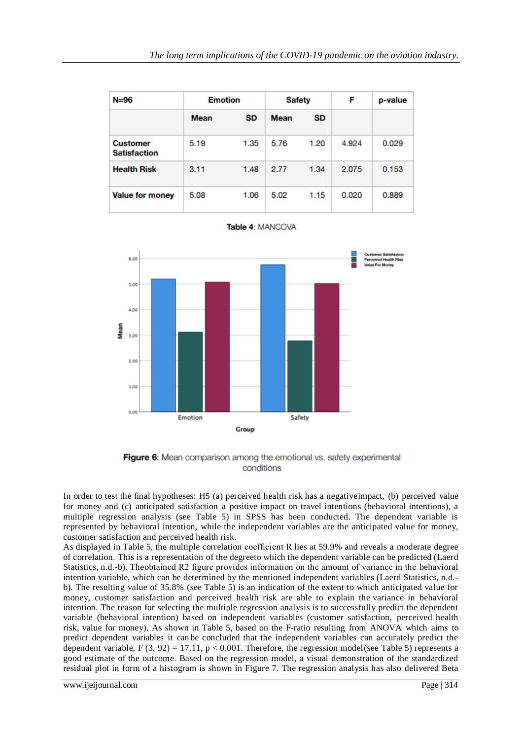| N=96 | Emotion | | Safety | | F | p-value |
|---|---|---|---|---|---|---|
| | Mean | SD | Mean | SD | | |
| **Customer Satisfaction** | 5.19 | 1.35 | 5.76 | 1.20 | 4.924 | 0.029 |
| **Health Risk** | 3.11 | 1.48 | 2.77 | 1.34 | 2.075 | 0.153 |
| **Value for money** | 5.08 | 1.06 | 5.02 | 1.15 | 0.020 | 0.889 |

**Table 4**: MANCOVA

**Figure 6**: Mean comparison among the emotional vs. safety experimental conditions

In order to test the final hypotheses: H5 (a) perceived health risk has a negativeimpact, (b) perceived value for money and (c) anticipated satisfaction a positive impact on travel intentions (behavioral intentions), a multiple regression analysis (see Table 5) in SPSS has been conducted. The dependent variable is represented by behavioral intention, while the independent variables are the anticipated value for money, customer satisfaction and perceived health risk.

As displayed in Table 5, the multiple correlation coefficient R lies at 59.9% and reveals a moderate degree of correlation. This is a representation of the degreeto which the dependent variable can be predicted (Laerd Statistics, n.d.-b). Theobtained R2 figure provides information on the amount of variance in the behavioral intention variable, which can be determined by the mentioned independent variables (Laerd Statistics, n.d.-b). The resulting value of 35.8% (see Table 5) is an indication of the extent to which anticipated value for money, customer satisfaction and perceived health risk are able to explain the variance in behavioral intention. The reason for selecting the multiple regression analysis is to successfully predict the dependent variable (behavioral intention) based on independent variables (customer satisfaction, perceived health risk, value for money). As shown in Table 5, based on the F-ratio resulting from ANOVA which aims to predict dependent variables it canbe concluded that the independent variables can accurately predict the dependent variable, $F(3, 92) = 17.11$, $p < 0.001$. Therefore, the regression model(see Table 5) represents a good estimate of the outcome. Based on the regression model, a visual demonstration of the standardized residual plot in form of a histogram is shown in Figure 7. The regression analysis has also delivered Beta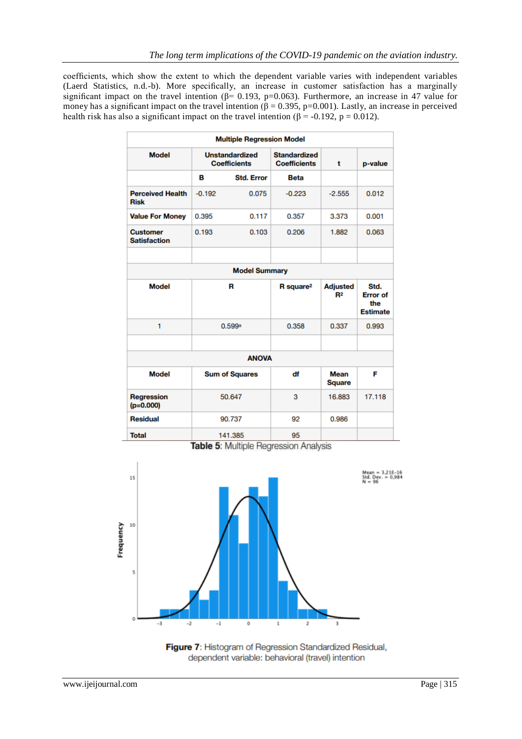coefficients, which show the extent to which the dependent variable varies with independent variables (Laerd Statistics, n.d.-b). More specifically, an increase in customer satisfaction has a marginally significant impact on the travel intention (β= 0.193, p=0.063). Furthermore, an increase in 47 value for money has a significant impact on the travel intention (β = 0.395, p=0.001). Lastly, an increase in perceived health risk has also a significant impact on the travel intention (β = -0.192, p = 0.012).

| Multiple Regression Model | | | | | |
|---|---|---|---|---|---|
| Model | Unstandardized Coefficients | | Standardized Coefficients | t | p-value |
| | B | Std. Error | Beta | | |
| Perceived Health Risk | -0.192 | 0.075 | -0.223 | -2.555 | 0.012 |
| Value For Money | 0.395 | 0.117 | 0.357 | 3.373 | 0.001 |
| Customer Satisfaction | 0.193 | 0.103 | 0.206 | 1.882 | 0.063 |

| Model Summary | | | | |
|---|---|---|---|---|
| Model | R | R square² | Adjusted R² | Std. Error of the Estimate |
| 1 | 0.599ª | 0.358 | 0.337 | 0.993 |

| ANOVA | | | | |
|---|---|---|---|---|
| Model | Sum of Squares | df | Mean Square | F |
| Regression (p=0.000) | 50.647 | 3 | 16.883 | 17.118 |
| Residual | 90.737 | 92 | 0.986 | |
| Total | 141.385 | 95 | | |

**Table 5**: Multiple Regression Analysis

**Figure 7**: Histogram of Regression Standardized Residual, dependent variable: behavioral (travel) intention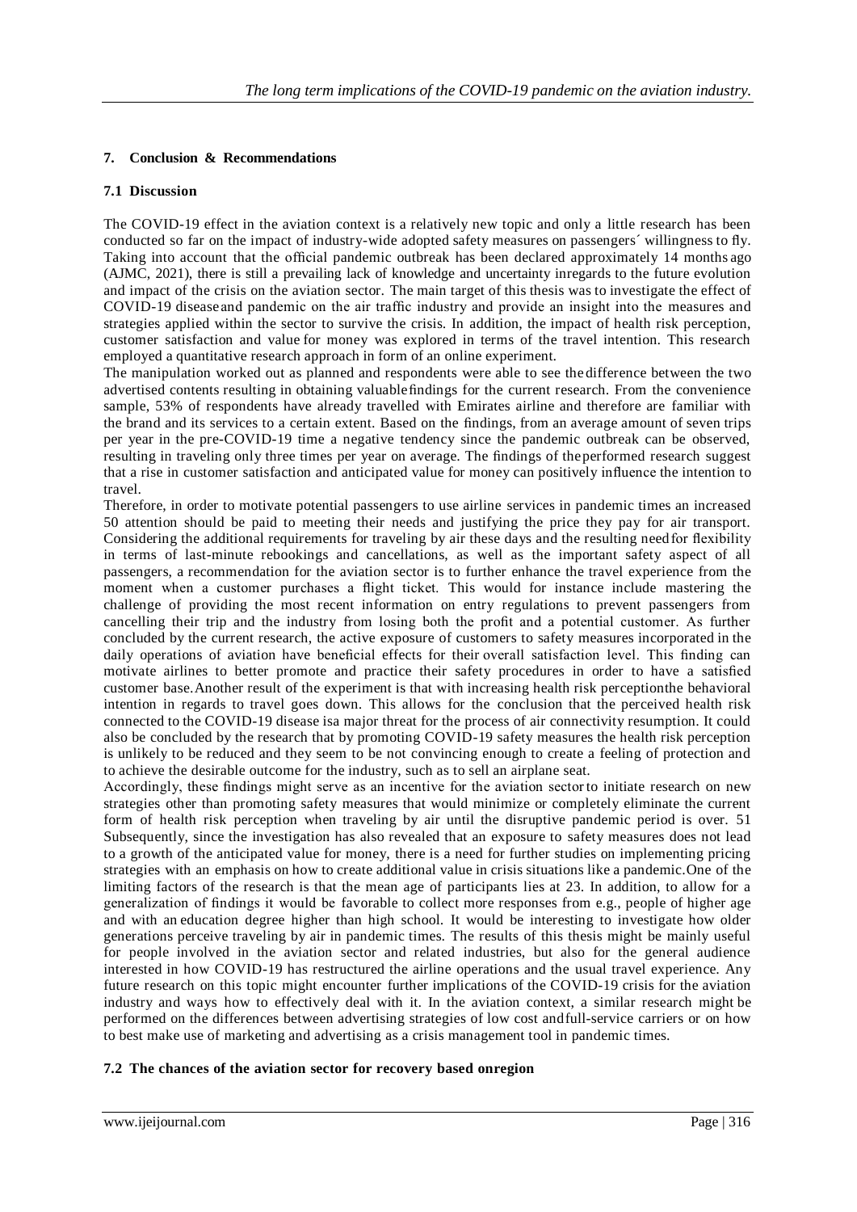## 7. Conclusion & Recommendations

### 7.1 Discussion

The COVID-19 effect in the aviation context is a relatively new topic and only a little research has been conducted so far on the impact of industry-wide adopted safety measures on passengers´ willingness to fly. Taking into account that the official pandemic outbreak has been declared approximately 14 months ago (AJMC, 2021), there is still a prevailing lack of knowledge and uncertainty inregards to the future evolution and impact of the crisis on the aviation sector. The main target of this thesis was to investigate the effect of COVID-19 disease and pandemic on the air traffic industry and provide an insight into the measures and strategies applied within the sector to survive the crisis. In addition, the impact of health risk perception, customer satisfaction and value for money was explored in terms of the travel intention. This research employed a quantitative research approach in form of an online experiment.

The manipulation worked out as planned and respondents were able to see the difference between the two advertised contents resulting in obtaining valuable findings for the current research. From the convenience sample, 53% of respondents have already travelled with Emirates airline and therefore are familiar with the brand and its services to a certain extent. Based on the findings, from an average amount of seven trips per year in the pre-COVID-19 time a negative tendency since the pandemic outbreak can be observed, resulting in traveling only three times per year on average. The findings of the performed research suggest that a rise in customer satisfaction and anticipated value for money can positively influence the intention to travel.

Therefore, in order to motivate potential passengers to use airline services in pandemic times an increased 50 attention should be paid to meeting their needs and justifying the price they pay for air transport. Considering the additional requirements for traveling by air these days and the resulting need for flexibility in terms of last-minute rebookings and cancellations, as well as the important safety aspect of all passengers, a recommendation for the aviation sector is to further enhance the travel experience from the moment when a customer purchases a flight ticket. This would for instance include mastering the challenge of providing the most recent information on entry regulations to prevent passengers from cancelling their trip and the industry from losing both the profit and a potential customer. As further concluded by the current research, the active exposure of customers to safety measures incorporated in the daily operations of aviation have beneficial effects for their overall satisfaction level. This finding can motivate airlines to better promote and practice their safety procedures in order to have a satisfied customer base.Another result of the experiment is that with increasing health risk perceptionthe behavioral intention in regards to travel goes down. This allows for the conclusion that the perceived health risk connected to the COVID-19 disease isa major threat for the process of air connectivity resumption. It could also be concluded by the research that by promoting COVID-19 safety measures the health risk perception is unlikely to be reduced and they seem to be not convincing enough to create a feeling of protection and to achieve the desirable outcome for the industry, such as to sell an airplane seat.

Accordingly, these findings might serve as an incentive for the aviation sector to initiate research on new strategies other than promoting safety measures that would minimize or completely eliminate the current form of health risk perception when traveling by air until the disruptive pandemic period is over. 51 Subsequently, since the investigation has also revealed that an exposure to safety measures does not lead to a growth of the anticipated value for money, there is a need for further studies on implementing pricing strategies with an emphasis on how to create additional value in crisis situations like a pandemic.One of the limiting factors of the research is that the mean age of participants lies at 23. In addition, to allow for a generalization of findings it would be favorable to collect more responses from e.g., people of higher age and with an education degree higher than high school. It would be interesting to investigate how older generations perceive traveling by air in pandemic times. The results of this thesis might be mainly useful for people involved in the aviation sector and related industries, but also for the general audience interested in how COVID-19 has restructured the airline operations and the usual travel experience. Any future research on this topic might encounter further implications of the COVID-19 crisis for the aviation industry and ways how to effectively deal with it. In the aviation context, a similar research might be performed on the differences between advertising strategies of low cost andfull-service carriers or on how to best make use of marketing and advertising as a crisis management tool in pandemic times.

### 7.2 The chances of the aviation sector for recovery based onregion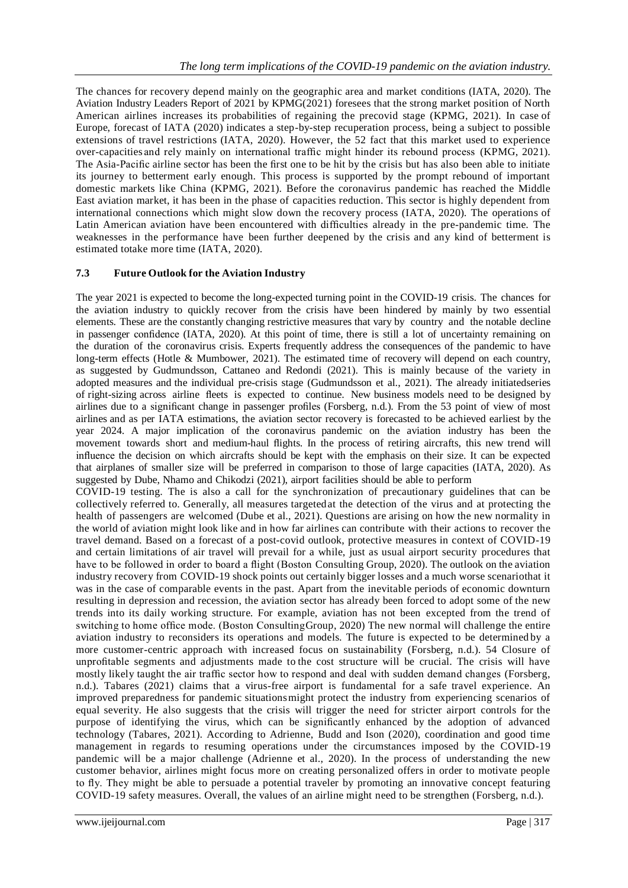The chances for recovery depend mainly on the geographic area and market conditions (IATA, 2020). The Aviation Industry Leaders Report of 2021 by KPMG(2021) foresees that the strong market position of North American airlines increases its probabilities of regaining the precovid stage (KPMG, 2021). In case of Europe, forecast of IATA (2020) indicates a step-by-step recuperation process, being a subject to possible extensions of travel restrictions (IATA, 2020). However, the 52 fact that this market used to experience over-capacities and rely mainly on international traffic might hinder its rebound process (KPMG, 2021). The Asia-Pacific airline sector has been the first one to be hit by the crisis but has also been able to initiate its journey to betterment early enough. This process is supported by the prompt rebound of important domestic markets like China (KPMG, 2021). Before the coronavirus pandemic has reached the Middle East aviation market, it has been in the phase of capacities reduction. This sector is highly dependent from international connections which might slow down the recovery process (IATA, 2020). The operations of Latin American aviation have been encountered with difficulties already in the pre-pandemic time. The weaknesses in the performance have been further deepened by the crisis and any kind of betterment is estimated totake more time (IATA, 2020).

### 7.3 Future Outlook for the Aviation Industry

The year 2021 is expected to become the long-expected turning point in the COVID-19 crisis. The chances for the aviation industry to quickly recover from the crisis have been hindered by mainly by two essential elements. These are the constantly changing restrictive measures that vary by country and the notable decline in passenger confidence (IATA, 2020). At this point of time, there is still a lot of uncertainty remaining on the duration of the coronavirus crisis. Experts frequently address the consequences of the pandemic to have long-term effects (Hotle & Mumbower, 2021). The estimated time of recovery will depend on each country, as suggested by Gudmundsson, Cattaneo and Redondi (2021). This is mainly because of the variety in adopted measures and the individual pre-crisis stage (Gudmundsson et al., 2021). The already initiatedseries of right-sizing across airline fleets is expected to continue. New business models need to be designed by airlines due to a significant change in passenger profiles (Forsberg, n.d.). From the 53 point of view of most airlines and as per IATA estimations, the aviation sector recovery is forecasted to be achieved earliest by the year 2024. A major implication of the coronavirus pandemic on the aviation industry has been the movement towards short and medium-haul flights. In the process of retiring aircrafts, this new trend will influence the decision on which aircrafts should be kept with the emphasis on their size. It can be expected that airplanes of smaller size will be preferred in comparison to those of large capacities (IATA, 2020). As suggested by Dube, Nhamo and Chikodzi (2021), airport facilities should be able to perform COVID-19 testing. The is also a call for the synchronization of precautionary guidelines that can be collectively referred to. Generally, all measures targeted at the detection of the virus and at protecting the health of passengers are welcomed (Dube et al., 2021). Questions are arising on how the new normality in the world of aviation might look like and in how far airlines can contribute with their actions to recover the travel demand. Based on a forecast of a post-covid outlook, protective measures in context of COVID-19 and certain limitations of air travel will prevail for a while, just as usual airport security procedures that have to be followed in order to board a flight (Boston Consulting Group, 2020). The outlook on the aviation industry recovery from COVID-19 shock points out certainly bigger losses and a much worse scenariothat it was in the case of comparable events in the past. Apart from the inevitable periods of economic downturn resulting in depression and recession, the aviation sector has already been forced to adopt some of the new trends into its daily working structure. For example, aviation has not been excepted from the trend of switching to home office mode. (Boston ConsultingGroup, 2020) The new normal will challenge the entire aviation industry to reconsiders its operations and models. The future is expected to be determined by a more customer-centric approach with increased focus on sustainability (Forsberg, n.d.). 54 Closure of unprofitable segments and adjustments made to the cost structure will be crucial. The crisis will have mostly likely taught the air traffic sector how to respond and deal with sudden demand changes (Forsberg, n.d.). Tabares (2021) claims that a virus-free airport is fundamental for a safe travel experience. An improved preparedness for pandemic situations might protect the industry from experiencing scenarios of equal severity. He also suggests that the crisis will trigger the need for stricter airport controls for the purpose of identifying the virus, which can be significantly enhanced by the adoption of advanced technology (Tabares, 2021). According to Adrienne, Budd and Ison (2020), coordination and good time management in regards to resuming operations under the circumstances imposed by the COVID-19 pandemic will be a major challenge (Adrienne et al., 2020). In the process of understanding the new customer behavior, airlines might focus more on creating personalized offers in order to motivate people to fly. They might be able to persuade a potential traveler by promoting an innovative concept featuring COVID-19 safety measures. Overall, the values of an airline might need to be strengthen (Forsberg, n.d.).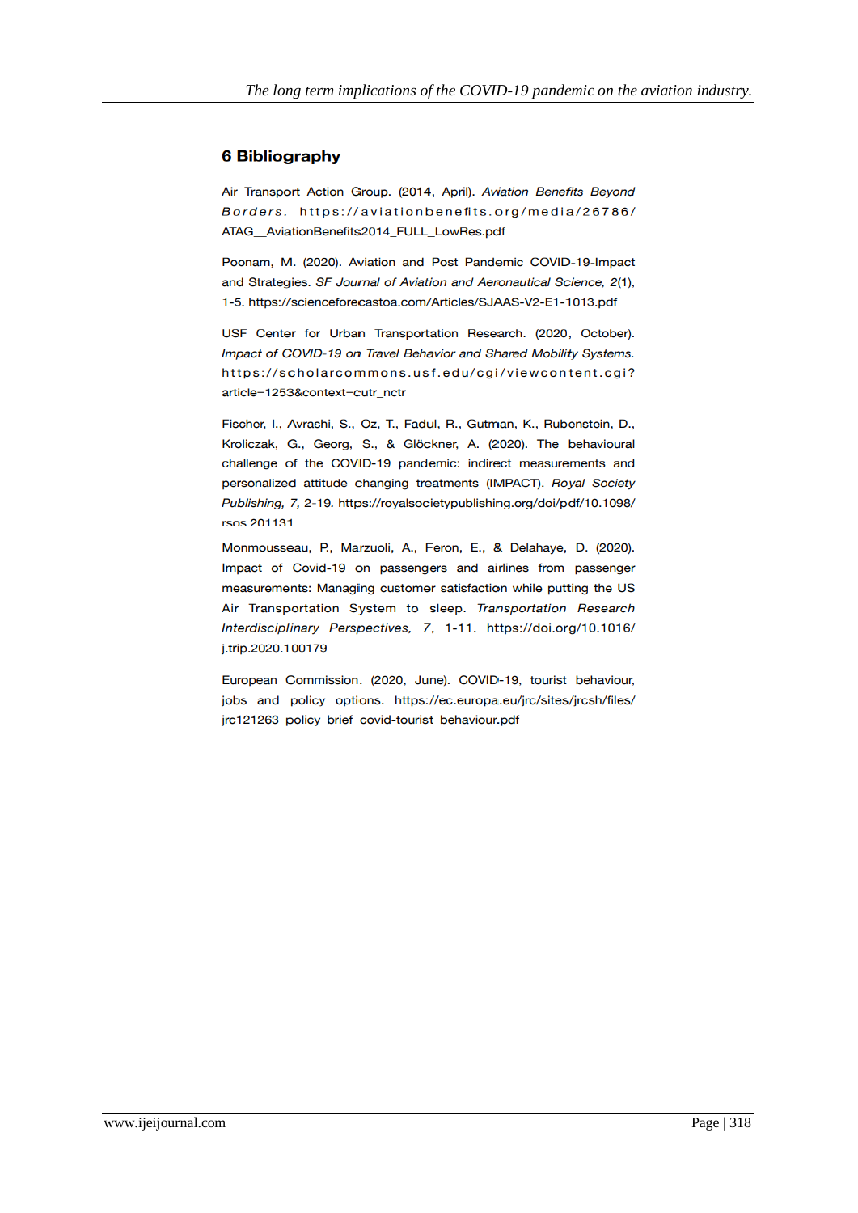## 6 Bibliography

Air Transport Action Group. (2014, April). *Aviation Benefits Beyond Borders*. https://aviationbenefits.org/media/26786/ATAG__AviationBenefits2014_FULL_LowRes.pdf

Poonam, M. (2020). Aviation and Post Pandemic COVID-19-Impact and Strategies. *SF Journal of Aviation and Aeronautical Science, 2*(1), 1-5. https://scienceforecastoa.com/Articles/SJAAS-V2-E1-1013.pdf

USF Center for Urban Transportation Research. (2020, October). *Impact of COVID-19 on Travel Behavior and Shared Mobility Systems.* https://scholarcommons.usf.edu/cgi/viewcontent.cgi?article=1253&context=cutr_nctr

Fischer, I., Avrashi, S., Oz, T., Fadul, R., Gutman, K., Rubenstein, D., Kroliczak, G., Georg, S., & Glöckner, A. (2020). The behavioural challenge of the COVID-19 pandemic: indirect measurements and personalized attitude changing treatments (IMPACT). *Royal Society Publishing, 7*, 2-19. https://royalsocietypublishing.org/doi/pdf/10.1098/rsos.201131

Monmousseau, P., Marzuoli, A., Feron, E., & Delahaye, D. (2020). Impact of Covid-19 on passengers and airlines from passenger measurements: Managing customer satisfaction while putting the US Air Transportation System to sleep. *Transportation Research Interdisciplinary Perspectives, 7*, 1-11. https://doi.org/10.1016/j.trip.2020.100179

European Commission. (2020, June). COVID-19, tourist behaviour, jobs and policy options. https://ec.europa.eu/jrc/sites/jrcsh/files/jrc121263_policy_brief_covid-tourist_behaviour.pdf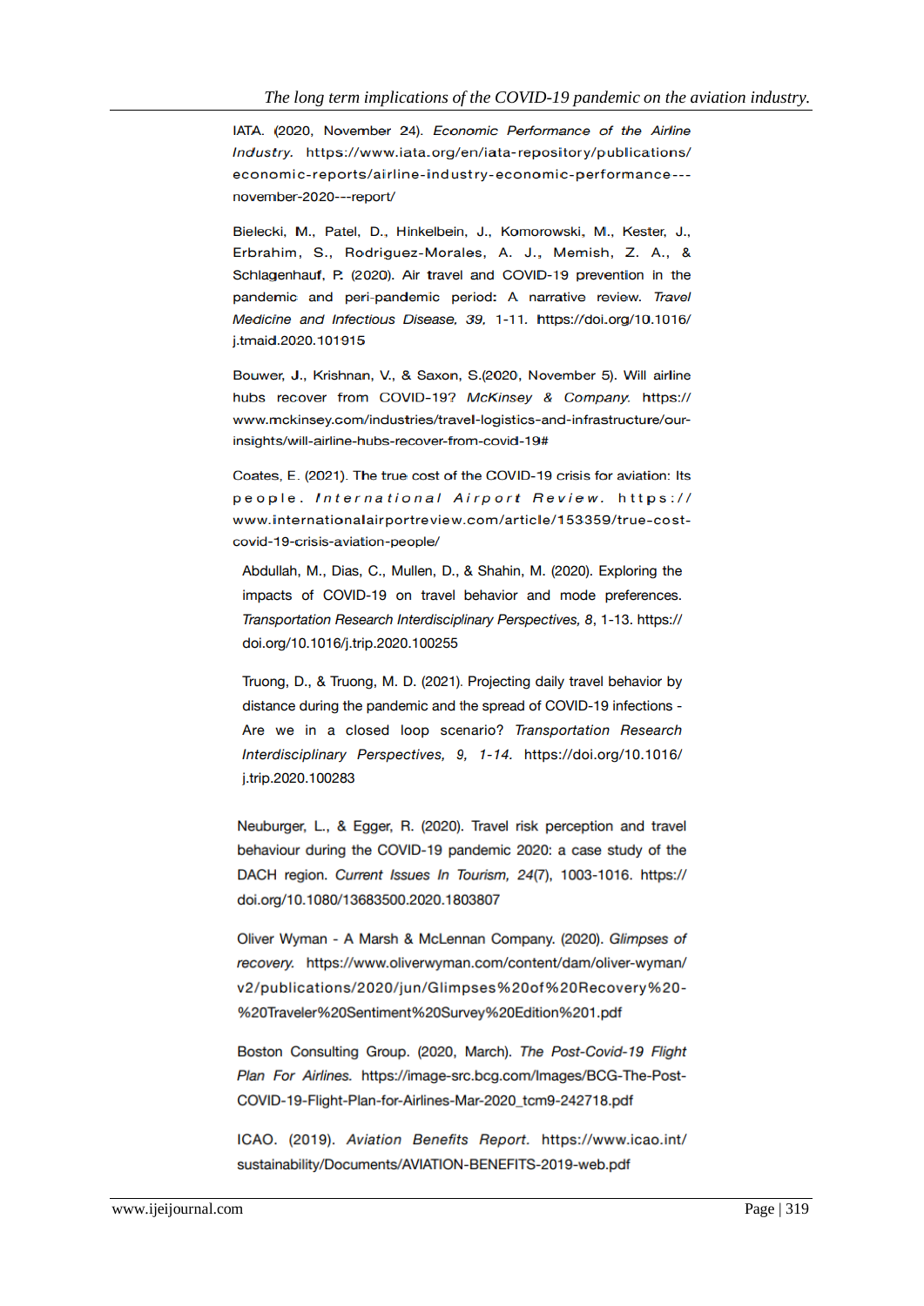IATA. (2020, November 24). *Economic Performance of the Airline Industry*. https://www.iata.org/en/iata-repository/publications/economic-reports/airline-industry-economic-performance---november-2020---report/

Bielecki, M., Patel, D., Hinkelbein, J., Komorowski, M., Kester, J., Erbrahim, S., Rodriguez-Morales, A. J., Memish, Z. A., & Schlagenhauf, P. (2020). Air travel and COVID-19 prevention in the pandemic and peri-pandemic period: A narrative review. *Travel Medicine and Infectious Disease, 39*, 1-11. https://doi.org/10.1016/j.tmaid.2020.101915

Bouwer, J., Krishnan, V., & Saxon, S.(2020, November 5). Will airline hubs recover from COVID-19? *McKinsey & Company*. https://www.mckinsey.com/industries/travel-logistics-and-infrastructure/our-insights/will-airline-hubs-recover-from-covid-19#

Coates, E. (2021). The true cost of the COVID-19 crisis for aviation: Its people. *International Airport Review*. https://www.internationalairportreview.com/article/153359/true-cost-covid-19-crisis-aviation-people/

Abdullah, M., Dias, C., Mullen, D., & Shahin, M. (2020). Exploring the impacts of COVID-19 on travel behavior and mode preferences. *Transportation Research Interdisciplinary Perspectives, 8*, 1-13. https://doi.org/10.1016/j.trip.2020.100255

Truong, D., & Truong, M. D. (2021). Projecting daily travel behavior by distance during the pandemic and the spread of COVID-19 infections - Are we in a closed loop scenario? *Transportation Research Interdisciplinary Perspectives, 9, 1-14*. https://doi.org/10.1016/j.trip.2020.100283

Neuburger, L., & Egger, R. (2020). Travel risk perception and travel behaviour during the COVID-19 pandemic 2020: a case study of the DACH region. *Current Issues In Tourism, 24*(7), 1003-1016. https://doi.org/10.1080/13683500.2020.1803807

Oliver Wyman - A Marsh & McLennan Company. (2020). *Glimpses of recovery*. https://www.oliverwyman.com/content/dam/oliver-wyman/v2/publications/2020/jun/Glimpses%20of%20Recovery%20-%20Traveler%20Sentiment%20Survey%20Edition%201.pdf

Boston Consulting Group. (2020, March). *The Post-Covid-19 Flight Plan For Airlines*. https://image-src.bcg.com/Images/BCG-The-Post-COVID-19-Flight-Plan-for-Airlines-Mar-2020_tcm9-242718.pdf

ICAO. (2019). *Aviation Benefits Report*. https://www.icao.int/sustainability/Documents/AVIATION-BENEFITS-2019-web.pdf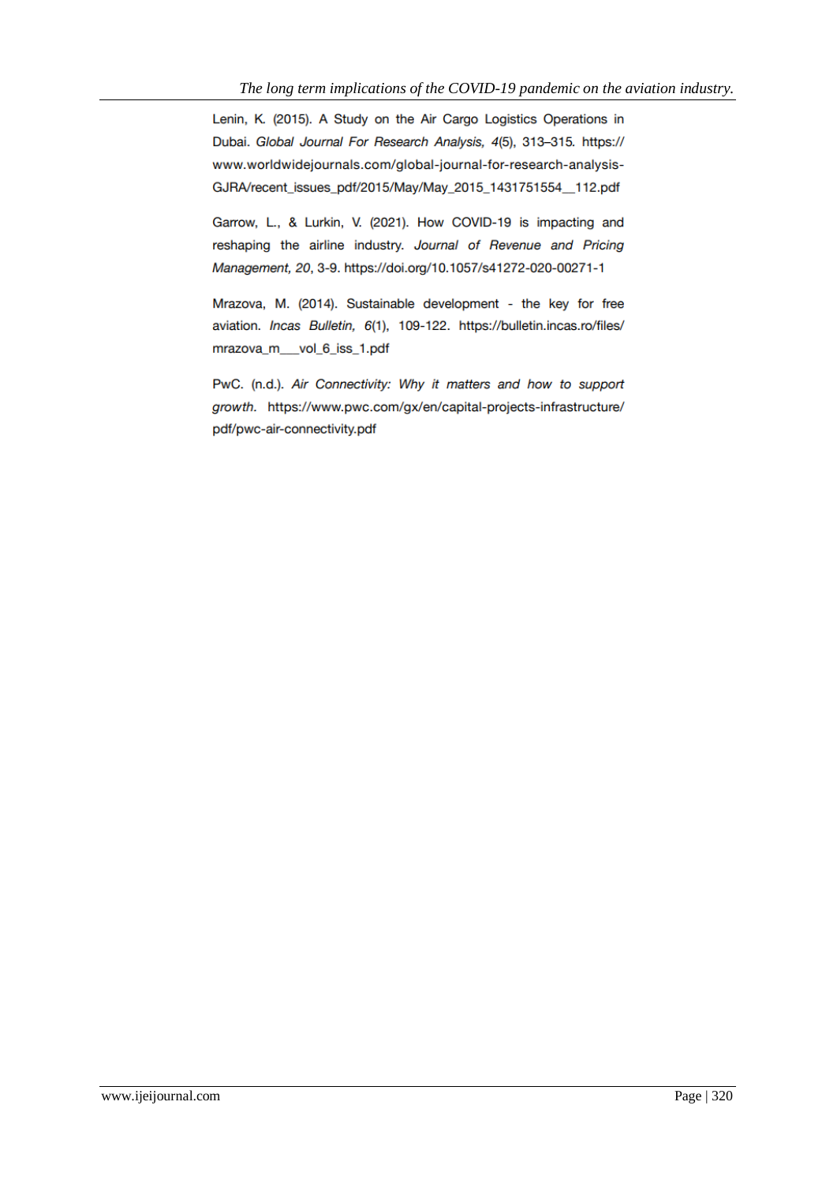Lenin, K. (2015). A Study on the Air Cargo Logistics Operations in Dubai. *Global Journal For Research Analysis, 4*(5), 313–315. https://www.worldwidejournals.com/global-journal-for-research-analysis-GJRA/recent_issues_pdf/2015/May/May_2015_1431751554__112.pdf

Garrow, L., & Lurkin, V. (2021). How COVID-19 is impacting and reshaping the airline industry. *Journal of Revenue and Pricing Management, 20*, 3-9. https://doi.org/10.1057/s41272-020-00271-1

Mrazova, M. (2014). Sustainable development - the key for free aviation. *Incas Bulletin, 6*(1), 109-122. https://bulletin.incas.ro/files/mrazova_m___vol_6_iss_1.pdf

PwC. (n.d.). *Air Connectivity: Why it matters and how to support growth.* https://www.pwc.com/gx/en/capital-projects-infrastructure/pdf/pwc-air-connectivity.pdf